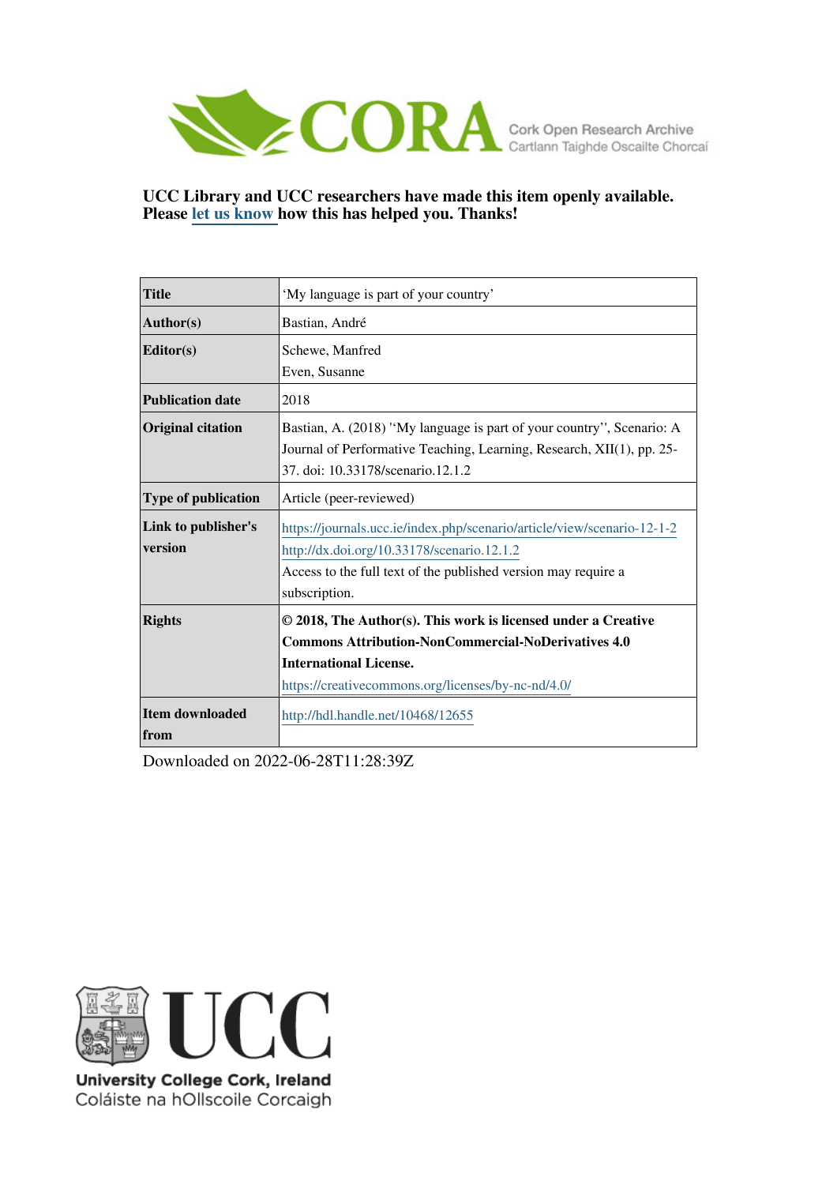CORA Cork Open Research Archive
Cartlann Taighde Oscailte Chorcaí

**UCC Library and UCC researchers have made this item openly available. Please let us know how this has helped you. Thanks!**

| | |
|---|---|
| **Title** | 'My language is part of your country' |
| **Author(s)** | Bastian, André |
| **Editor(s)** | Schewe, Manfred<br>Even, Susanne |
| **Publication date** | 2018 |
| **Original citation** | Bastian, A. (2018) ''My language is part of your country'', Scenario: A Journal of Performative Teaching, Learning, Research, XII(1), pp. 25-37. doi: 10.33178/scenario.12.1.2 |
| **Type of publication** | Article (peer-reviewed) |
| **Link to publisher's version** | https://journals.ucc.ie/index.php/scenario/article/view/scenario-12-1-2<br>http://dx.doi.org/10.33178/scenario.12.1.2<br>Access to the full text of the published version may require a subscription. |
| **Rights** | **© 2018, The Author(s). This work is licensed under a Creative Commons Attribution-NonCommercial-NoDerivatives 4.0 International License.**<br>https://creativecommons.org/licenses/by-nc-nd/4.0/ |
| **Item downloaded from** | http://hdl.handle.net/10468/12655 |

Downloaded on 2022-06-28T11:28:39Z

UCC
University College Cork, Ireland
Coláiste na hOllscoile Corcaigh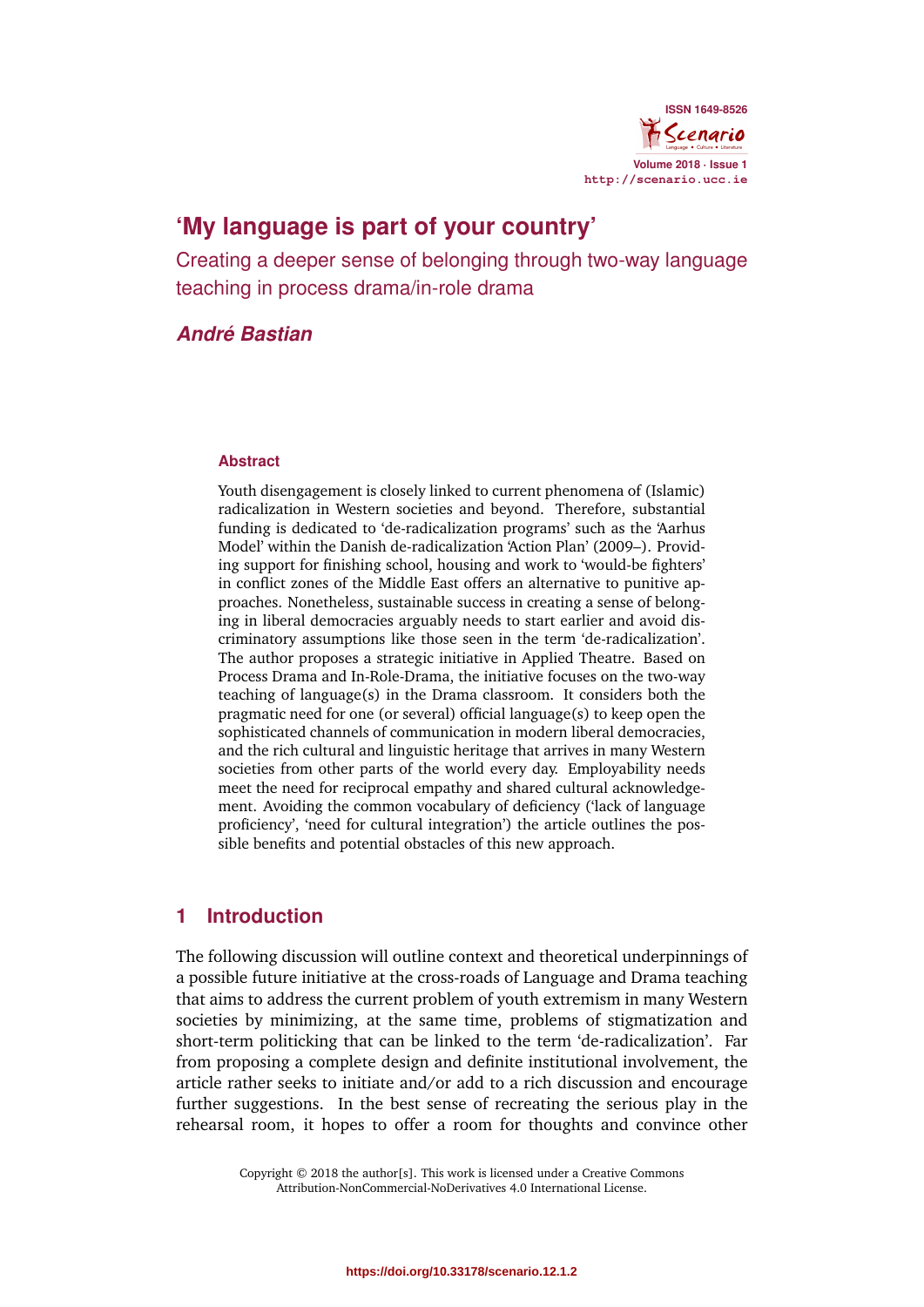# 'My language is part of your country'

## Creating a deeper sense of belonging through two-way language teaching in process drama/in-role drama

***André Bastian***

### Abstract

Youth disengagement is closely linked to current phenomena of (Islamic) radicalization in Western societies and beyond. Therefore, substantial funding is dedicated to 'de-radicalization programs' such as the 'Aarhus Model' within the Danish de-radicalization 'Action Plan' (2009–). Providing support for finishing school, housing and work to 'would-be fighters' in conflict zones of the Middle East offers an alternative to punitive approaches. Nonetheless, sustainable success in creating a sense of belonging in liberal democracies arguably needs to start earlier and avoid discriminatory assumptions like those seen in the term 'de-radicalization'. The author proposes a strategic initiative in Applied Theatre. Based on Process Drama and In-Role-Drama, the initiative focuses on the two-way teaching of language(s) in the Drama classroom. It considers both the pragmatic need for one (or several) official language(s) to keep open the sophisticated channels of communication in modern liberal democracies, and the rich cultural and linguistic heritage that arrives in many Western societies from other parts of the world every day. Employability needs meet the need for reciprocal empathy and shared cultural acknowledgement. Avoiding the common vocabulary of deficiency ('lack of language proficiency', 'need for cultural integration') the article outlines the possible benefits and potential obstacles of this new approach.

## 1 Introduction

The following discussion will outline context and theoretical underpinnings of a possible future initiative at the cross-roads of Language and Drama teaching that aims to address the current problem of youth extremism in many Western societies by minimizing, at the same time, problems of stigmatization and short-term politicking that can be linked to the term 'de-radicalization'. Far from proposing a complete design and definite institutional involvement, the article rather seeks to initiate and/or add to a rich discussion and encourage further suggestions. In the best sense of recreating the serious play in the rehearsal room, it hopes to offer a room for thoughts and convince other

Copyright © 2018 the author[s]. This work is licensed under a Creative Commons Attribution-NonCommercial-NoDerivatives 4.0 International License.

https://doi.org/10.33178/scenario.12.1.2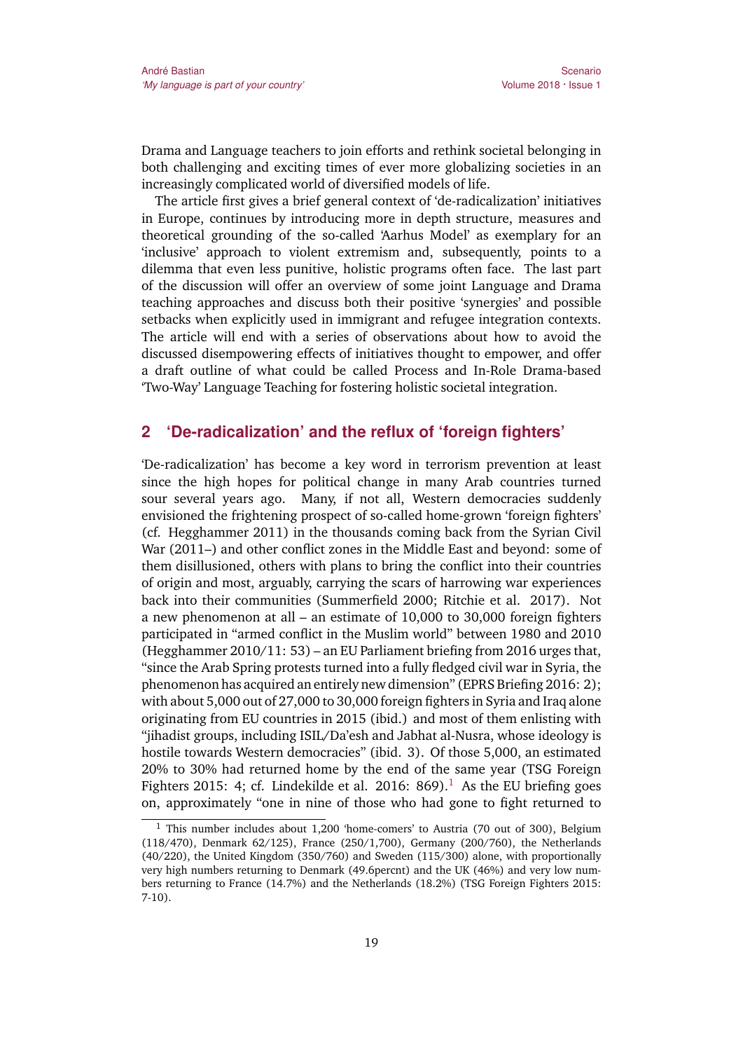Drama and Language teachers to join efforts and rethink societal belonging in both challenging and exciting times of ever more globalizing societies in an increasingly complicated world of diversified models of life.

The article first gives a brief general context of 'de-radicalization' initiatives in Europe, continues by introducing more in depth structure, measures and theoretical grounding of the so-called 'Aarhus Model' as exemplary for an 'inclusive' approach to violent extremism and, subsequently, points to a dilemma that even less punitive, holistic programs often face. The last part of the discussion will offer an overview of some joint Language and Drama teaching approaches and discuss both their positive 'synergies' and possible setbacks when explicitly used in immigrant and refugee integration contexts. The article will end with a series of observations about how to avoid the discussed disempowering effects of initiatives thought to empower, and offer a draft outline of what could be called Process and In-Role Drama-based 'Two-Way' Language Teaching for fostering holistic societal integration.

## 2 'De-radicalization' and the reflux of 'foreign fighters'

'De-radicalization' has become a key word in terrorism prevention at least since the high hopes for political change in many Arab countries turned sour several years ago. Many, if not all, Western democracies suddenly envisioned the frightening prospect of so-called home-grown 'foreign fighters' (cf. Hegghammer 2011) in the thousands coming back from the Syrian Civil War (2011–) and other conflict zones in the Middle East and beyond: some of them disillusioned, others with plans to bring the conflict into their countries of origin and most, arguably, carrying the scars of harrowing war experiences back into their communities (Summerfield 2000; Ritchie et al. 2017). Not a new phenomenon at all – an estimate of 10,000 to 30,000 foreign fighters participated in "armed conflict in the Muslim world" between 1980 and 2010 (Hegghammer 2010/11: 53) – an EU Parliament briefing from 2016 urges that, "since the Arab Spring protests turned into a fully fledged civil war in Syria, the phenomenon has acquired an entirely new dimension" (EPRS Briefing 2016: 2); with about 5,000 out of 27,000 to 30,000 foreign fighters in Syria and Iraq alone originating from EU countries in 2015 (ibid.) and most of them enlisting with "jihadist groups, including ISIL/Da'esh and Jabhat al-Nusra, whose ideology is hostile towards Western democracies" (ibid. 3). Of those 5,000, an estimated 20% to 30% had returned home by the end of the same year (TSG Foreign Fighters 2015: 4; cf. Lindekilde et al. 2016: 869).[1] As the EU briefing goes on, approximately "one in nine of those who had gone to fight returned to

[1] This number includes about 1,200 'home-comers' to Austria (70 out of 300), Belgium (118/470), Denmark 62/125), France (250/1,700), Germany (200/760), the Netherlands (40/220), the United Kingdom (350/760) and Sweden (115/300) alone, with proportionally very high numbers returning to Denmark (49.6percnt) and the UK (46%) and very low numbers returning to France (14.7%) and the Netherlands (18.2%) (TSG Foreign Fighters 2015: 7-10).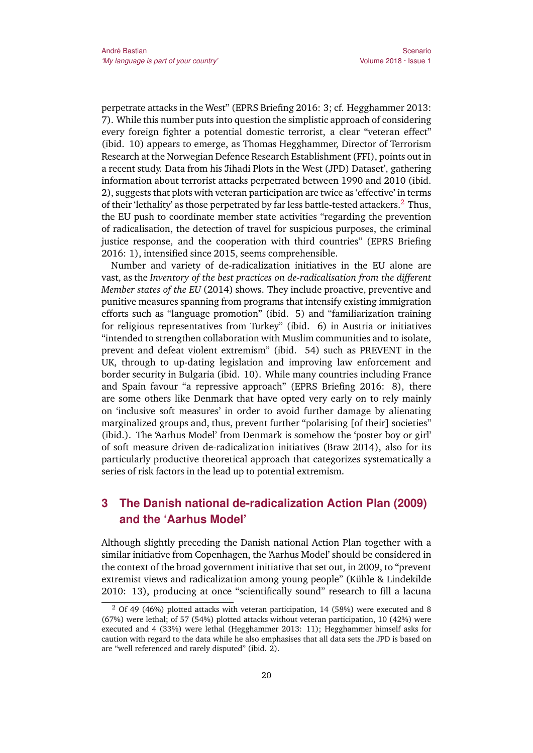perpetrate attacks in the West" (EPRS Briefing 2016: 3; cf. Hegghammer 2013: 7). While this number puts into question the simplistic approach of considering every foreign fighter a potential domestic terrorist, a clear "veteran effect" (ibid. 10) appears to emerge, as Thomas Hegghammer, Director of Terrorism Research at the Norwegian Defence Research Establishment (FFI), points out in a recent study. Data from his 'Jihadi Plots in the West (JPD) Dataset', gathering information about terrorist attacks perpetrated between 1990 and 2010 (ibid. 2), suggests that plots with veteran participation are twice as 'effective' in terms of their 'lethality' as those perpetrated by far less battle-tested attackers.[2] Thus, the EU push to coordinate member state activities "regarding the prevention of radicalisation, the detection of travel for suspicious purposes, the criminal justice response, and the cooperation with third countries" (EPRS Briefing 2016: 1), intensified since 2015, seems comprehensible.

Number and variety of de-radicalization initiatives in the EU alone are vast, as the *Inventory of the best practices on de-radicalisation from the different Member states of the EU* (2014) shows. They include proactive, preventive and punitive measures spanning from programs that intensify existing immigration efforts such as "language promotion" (ibid. 5) and "familiarization training for religious representatives from Turkey" (ibid. 6) in Austria or initiatives "intended to strengthen collaboration with Muslim communities and to isolate, prevent and defeat violent extremism" (ibid. 54) such as PREVENT in the UK, through to up-dating legislation and improving law enforcement and border security in Bulgaria (ibid. 10). While many countries including France and Spain favour "a repressive approach" (EPRS Briefing 2016: 8), there are some others like Denmark that have opted very early on to rely mainly on 'inclusive soft measures' in order to avoid further damage by alienating marginalized groups and, thus, prevent further "polarising [of their] societies" (ibid.). The 'Aarhus Model' from Denmark is somehow the 'poster boy or girl' of soft measure driven de-radicalization initiatives (Braw 2014), also for its particularly productive theoretical approach that categorizes systematically a series of risk factors in the lead up to potential extremism.

## 3 The Danish national de-radicalization Action Plan (2009) and the 'Aarhus Model'

Although slightly preceding the Danish national Action Plan together with a similar initiative from Copenhagen, the 'Aarhus Model' should be considered in the context of the broad government initiative that set out, in 2009, to "prevent extremist views and radicalization among young people" (Kühle & Lindekilde 2010: 13), producing at once "scientifically sound" research to fill a lacuna

[2] Of 49 (46%) plotted attacks with veteran participation, 14 (58%) were executed and 8 (67%) were lethal; of 57 (54%) plotted attacks without veteran participation, 10 (42%) were executed and 4 (33%) were lethal (Hegghammer 2013: 11); Hegghammer himself asks for caution with regard to the data while he also emphasises that all data sets the JPD is based on are "well referenced and rarely disputed" (ibid. 2).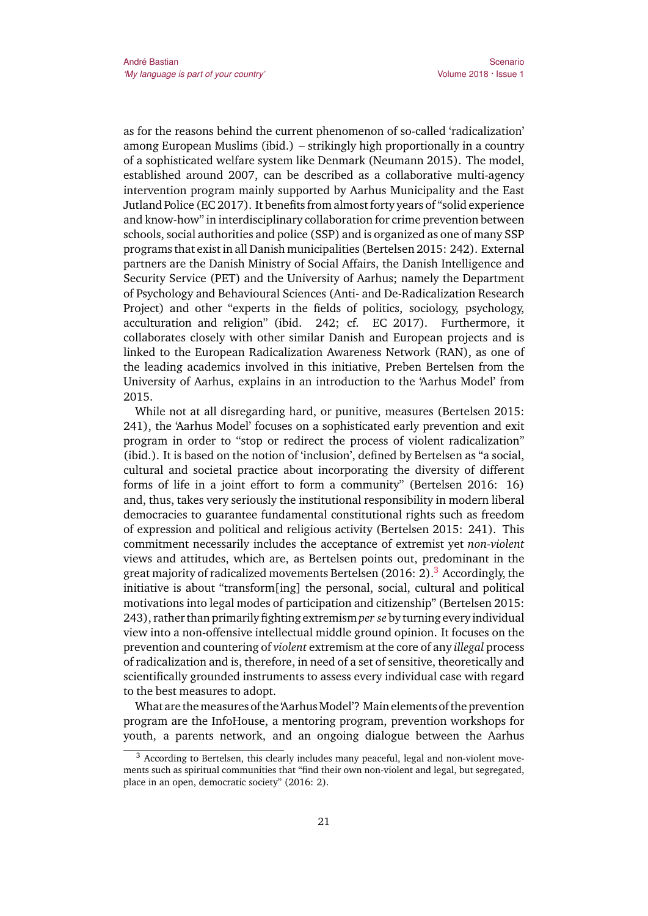as for the reasons behind the current phenomenon of so-called 'radicalization' among European Muslims (ibid.) – strikingly high proportionally in a country of a sophisticated welfare system like Denmark (Neumann 2015). The model, established around 2007, can be described as a collaborative multi-agency intervention program mainly supported by Aarhus Municipality and the East Jutland Police (EC 2017). It benefits from almost forty years of "solid experience and know-how" in interdisciplinary collaboration for crime prevention between schools, social authorities and police (SSP) and is organized as one of many SSP programs that exist in all Danish municipalities (Bertelsen 2015: 242). External partners are the Danish Ministry of Social Affairs, the Danish Intelligence and Security Service (PET) and the University of Aarhus; namely the Department of Psychology and Behavioural Sciences (Anti- and De-Radicalization Research Project) and other "experts in the fields of politics, sociology, psychology, acculturation and religion" (ibid. 242; cf. EC 2017). Furthermore, it collaborates closely with other similar Danish and European projects and is linked to the European Radicalization Awareness Network (RAN), as one of the leading academics involved in this initiative, Preben Bertelsen from the University of Aarhus, explains in an introduction to the 'Aarhus Model' from 2015.

While not at all disregarding hard, or punitive, measures (Bertelsen 2015: 241), the 'Aarhus Model' focuses on a sophisticated early prevention and exit program in order to "stop or redirect the process of violent radicalization" (ibid.). It is based on the notion of 'inclusion', defined by Bertelsen as "a social, cultural and societal practice about incorporating the diversity of different forms of life in a joint effort to form a community" (Bertelsen 2016: 16) and, thus, takes very seriously the institutional responsibility in modern liberal democracies to guarantee fundamental constitutional rights such as freedom of expression and political and religious activity (Bertelsen 2015: 241). This commitment necessarily includes the acceptance of extremist yet *non-violent* views and attitudes, which are, as Bertelsen points out, predominant in the great majority of radicalized movements Bertelsen (2016: 2).[3] Accordingly, the initiative is about "transform[ing] the personal, social, cultural and political motivations into legal modes of participation and citizenship" (Bertelsen 2015: 243), rather than primarily fighting extremism *per se* by turning every individual view into a non-offensive intellectual middle ground opinion. It focuses on the prevention and countering of *violent* extremism at the core of any *illegal* process of radicalization and is, therefore, in need of a set of sensitive, theoretically and scientifically grounded instruments to assess every individual case with regard to the best measures to adopt.

What are the measures of the 'Aarhus Model'? Main elements of the prevention program are the InfoHouse, a mentoring program, prevention workshops for youth, a parents network, and an ongoing dialogue between the Aarhus

[3] According to Bertelsen, this clearly includes many peaceful, legal and non-violent movements such as spiritual communities that "find their own non-violent and legal, but segregated, place in an open, democratic society" (2016: 2).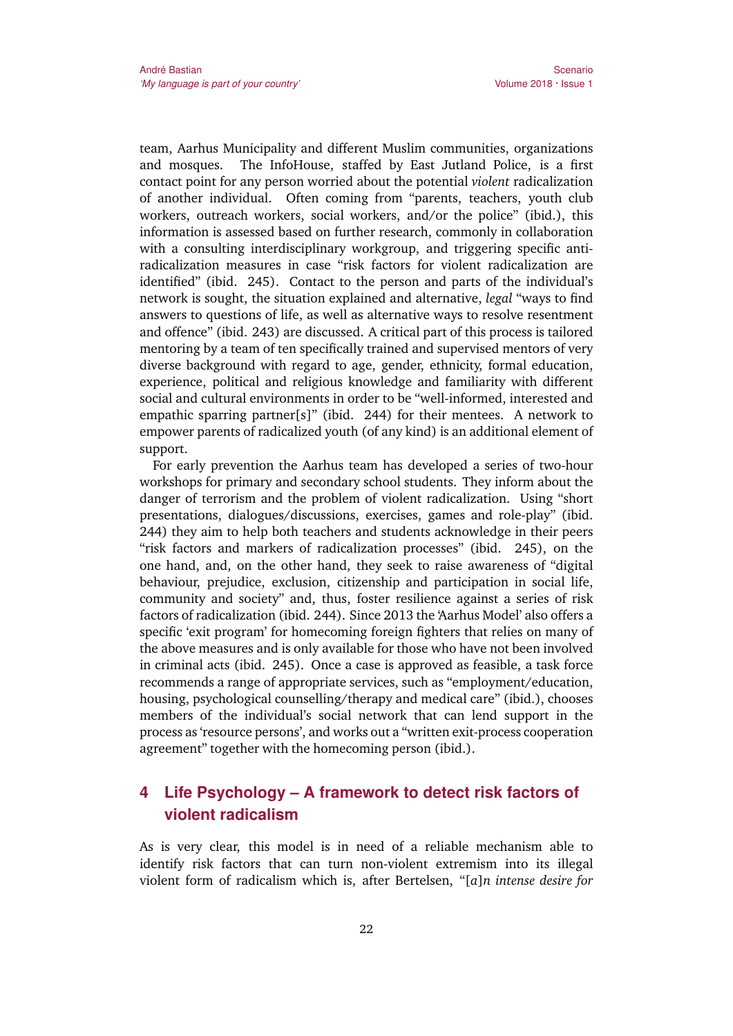team, Aarhus Municipality and different Muslim communities, organizations and mosques. The InfoHouse, staffed by East Jutland Police, is a first contact point for any person worried about the potential *violent* radicalization of another individual. Often coming from "parents, teachers, youth club workers, outreach workers, social workers, and/or the police" (ibid.), this information is assessed based on further research, commonly in collaboration with a consulting interdisciplinary workgroup, and triggering specific anti-radicalization measures in case "risk factors for violent radicalization are identified" (ibid. 245). Contact to the person and parts of the individual's network is sought, the situation explained and alternative, *legal* "ways to find answers to questions of life, as well as alternative ways to resolve resentment and offence" (ibid. 243) are discussed. A critical part of this process is tailored mentoring by a team of ten specifically trained and supervised mentors of very diverse background with regard to age, gender, ethnicity, formal education, experience, political and religious knowledge and familiarity with different social and cultural environments in order to be "well-informed, interested and empathic sparring partner[s]" (ibid. 244) for their mentees. A network to empower parents of radicalized youth (of any kind) is an additional element of support.

For early prevention the Aarhus team has developed a series of two-hour workshops for primary and secondary school students. They inform about the danger of terrorism and the problem of violent radicalization. Using "short presentations, dialogues/discussions, exercises, games and role-play" (ibid. 244) they aim to help both teachers and students acknowledge in their peers "risk factors and markers of radicalization processes" (ibid. 245), on the one hand, and, on the other hand, they seek to raise awareness of "digital behaviour, prejudice, exclusion, citizenship and participation in social life, community and society" and, thus, foster resilience against a series of risk factors of radicalization (ibid. 244). Since 2013 the 'Aarhus Model' also offers a specific 'exit program' for homecoming foreign fighters that relies on many of the above measures and is only available for those who have not been involved in criminal acts (ibid. 245). Once a case is approved as feasible, a task force recommends a range of appropriate services, such as "employment/education, housing, psychological counselling/therapy and medical care" (ibid.), chooses members of the individual's social network that can lend support in the process as 'resource persons', and works out a "written exit-process cooperation agreement" together with the homecoming person (ibid.).

## 4 Life Psychology – A framework to detect risk factors of violent radicalism

As is very clear, this model is in need of a reliable mechanism able to identify risk factors that can turn non-violent extremism into its illegal violent form of radicalism which is, after Bertelsen, "[*a*]*n intense desire for*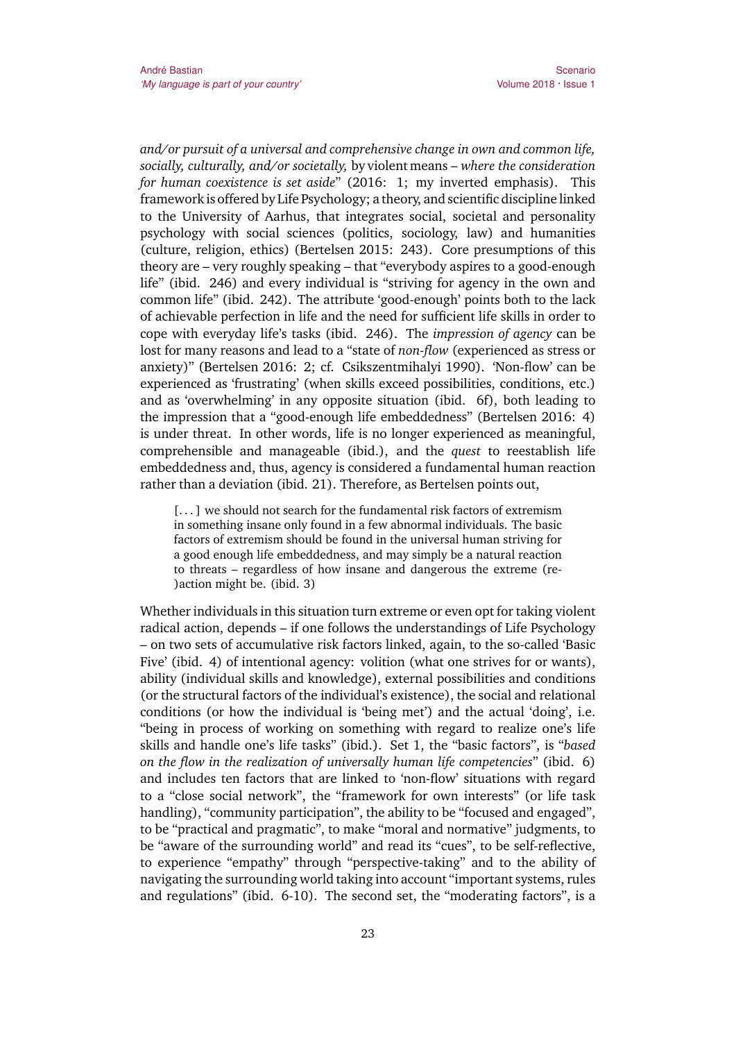*and/or pursuit of a universal and comprehensive change in own and common life, socially, culturally, and/or societally,* by violent means – *where the consideration for human coexistence is set aside*" (2016: 1; my inverted emphasis). This framework is offered by Life Psychology; a theory, and scientific discipline linked to the University of Aarhus, that integrates social, societal and personality psychology with social sciences (politics, sociology, law) and humanities (culture, religion, ethics) (Bertelsen 2015: 243). Core presumptions of this theory are – very roughly speaking – that "everybody aspires to a good-enough life" (ibid. 246) and every individual is "striving for agency in the own and common life" (ibid. 242). The attribute 'good-enough' points both to the lack of achievable perfection in life and the need for sufficient life skills in order to cope with everyday life's tasks (ibid. 246). The *impression of agency* can be lost for many reasons and lead to a "state of *non-flow* (experienced as stress or anxiety)" (Bertelsen 2016: 2; cf. Csikszentmihalyi 1990). 'Non-flow' can be experienced as 'frustrating' (when skills exceed possibilities, conditions, etc.) and as 'overwhelming' in any opposite situation (ibid. 6f), both leading to the impression that a "good-enough life embeddedness" (Bertelsen 2016: 4) is under threat. In other words, life is no longer experienced as meaningful, comprehensible and manageable (ibid.), and the *quest* to reestablish life embeddedness and, thus, agency is considered a fundamental human reaction rather than a deviation (ibid. 21). Therefore, as Bertelsen points out,

> [...] we should not search for the fundamental risk factors of extremism in something insane only found in a few abnormal individuals. The basic factors of extremism should be found in the universal human striving for a good enough life embeddedness, and may simply be a natural reaction to threats – regardless of how insane and dangerous the extreme (re-)action might be. (ibid. 3)

Whether individuals in this situation turn extreme or even opt for taking violent radical action, depends – if one follows the understandings of Life Psychology – on two sets of accumulative risk factors linked, again, to the so-called 'Basic Five' (ibid. 4) of intentional agency: volition (what one strives for or wants), ability (individual skills and knowledge), external possibilities and conditions (or the structural factors of the individual's existence), the social and relational conditions (or how the individual is 'being met') and the actual 'doing', i.e. "being in process of working on something with regard to realize one's life skills and handle one's life tasks" (ibid.). Set 1, the "basic factors", is "*based on the flow in the realization of universally human life competencies*" (ibid. 6) and includes ten factors that are linked to 'non-flow' situations with regard to a "close social network", the "framework for own interests" (or life task handling), "community participation", the ability to be "focused and engaged", to be "practical and pragmatic", to make "moral and normative" judgments, to be "aware of the surrounding world" and read its "cues", to be self-reflective, to experience "empathy" through "perspective-taking" and to the ability of navigating the surrounding world taking into account "important systems, rules and regulations" (ibid. 6-10). The second set, the "moderating factors", is a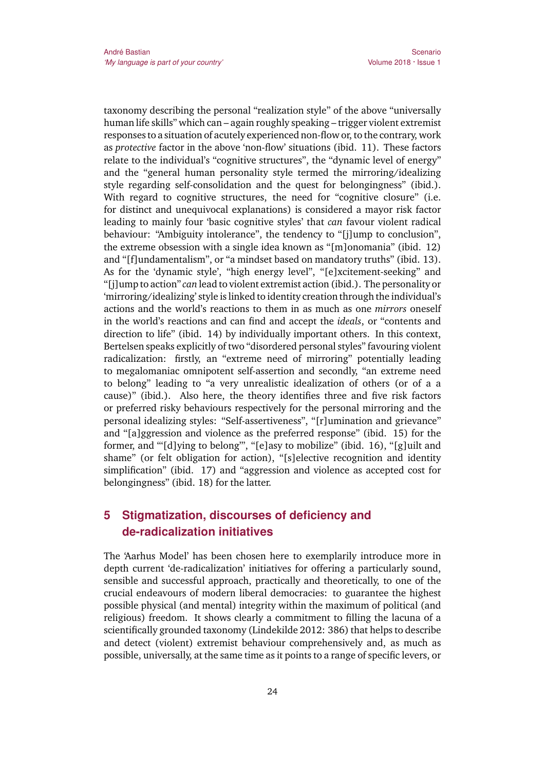taxonomy describing the personal "realization style" of the above "universally human life skills" which can – again roughly speaking – trigger violent extremist responses to a situation of acutely experienced non-flow or, to the contrary, work as *protective* factor in the above 'non-flow' situations (ibid. 11). These factors relate to the individual's "cognitive structures", the "dynamic level of energy" and the "general human personality style termed the mirroring/idealizing style regarding self-consolidation and the quest for belongingness" (ibid.). With regard to cognitive structures, the need for "cognitive closure" (i.e. for distinct and unequivocal explanations) is considered a mayor risk factor leading to mainly four 'basic cognitive styles' that *can* favour violent radical behaviour: "Ambiguity intolerance", the tendency to "[j]ump to conclusion", the extreme obsession with a single idea known as "[m]onomania" (ibid. 12) and "[f]undamentalism", or "a mindset based on mandatory truths" (ibid. 13). As for the 'dynamic style', "high energy level", "[e]xcitement-seeking" and "[j]ump to action" *can* lead to violent extremist action (ibid.). The personality or 'mirroring/idealizing' style is linked to identity creation through the individual's actions and the world's reactions to them in as much as one *mirrors* oneself in the world's reactions and can find and accept the *ideals*, or "contents and direction to life" (ibid. 14) by individually important others. In this context, Bertelsen speaks explicitly of two "disordered personal styles" favouring violent radicalization: firstly, an "extreme need of mirroring" potentially leading to megalomaniac omnipotent self-assertion and secondly, "an extreme need to belong" leading to "a very unrealistic idealization of others (or of a a cause)" (ibid.). Also here, the theory identifies three and five risk factors or preferred risky behaviours respectively for the personal mirroring and the personal idealizing styles: "Self-assertiveness", "[r]umination and grievance" and "[a]ggression and violence as the preferred response" (ibid. 15) for the former, and "'[d]ying to belong'", "[e]asy to mobilize" (ibid. 16), "[g]uilt and shame" (or felt obligation for action), "[s]elective recognition and identity simplification" (ibid. 17) and "aggression and violence as accepted cost for belongingness" (ibid. 18) for the latter.

## 5 Stigmatization, discourses of deficiency and de-radicalization initiatives

The 'Aarhus Model' has been chosen here to exemplarily introduce more in depth current 'de-radicalization' initiatives for offering a particularly sound, sensible and successful approach, practically and theoretically, to one of the crucial endeavours of modern liberal democracies: to guarantee the highest possible physical (and mental) integrity within the maximum of political (and religious) freedom. It shows clearly a commitment to filling the lacuna of a scientifically grounded taxonomy (Lindekilde 2012: 386) that helps to describe and detect (violent) extremist behaviour comprehensively and, as much as possible, universally, at the same time as it points to a range of specific levers, or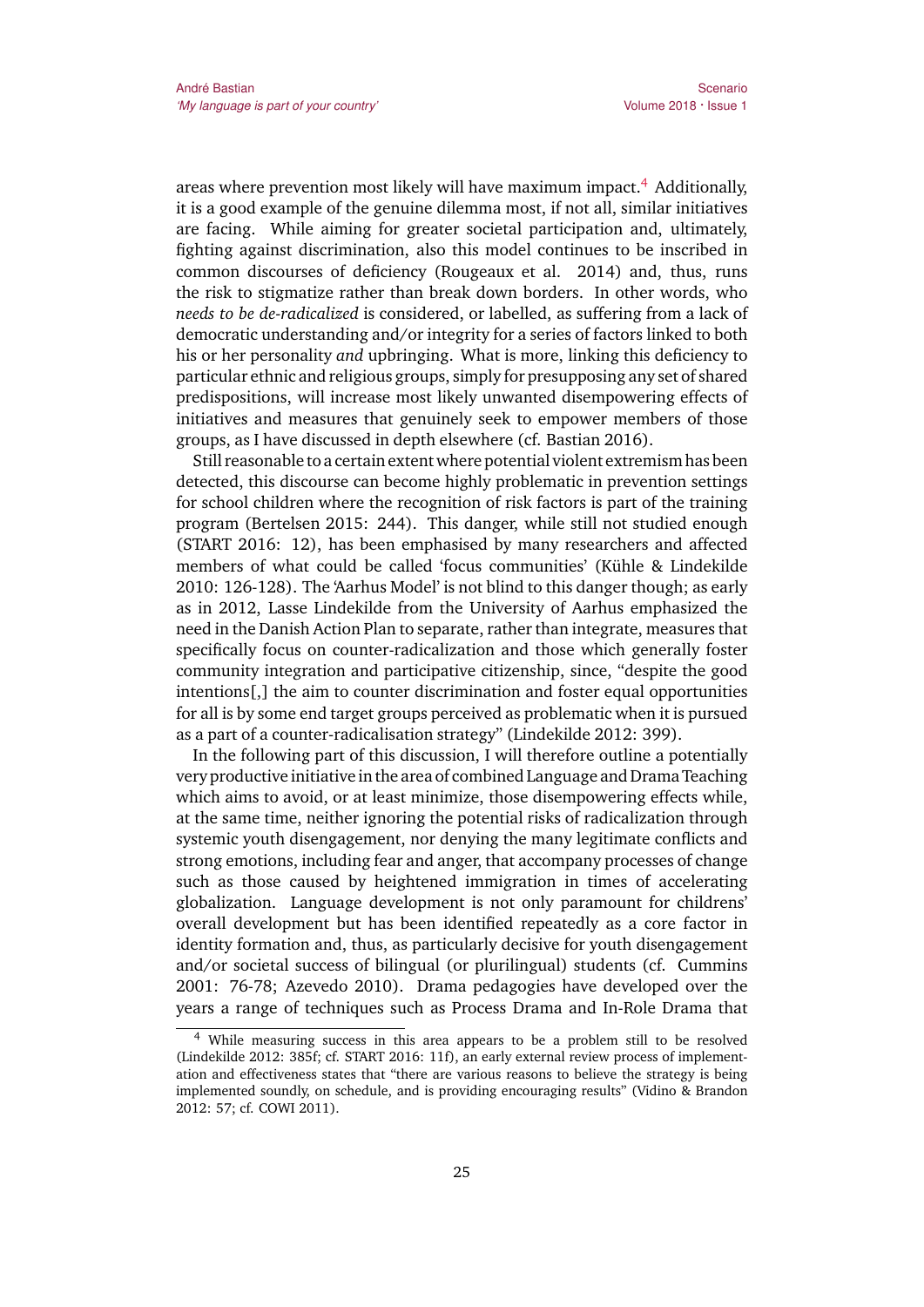areas where prevention most likely will have maximum impact.[4] Additionally, it is a good example of the genuine dilemma most, if not all, similar initiatives are facing. While aiming for greater societal participation and, ultimately, fighting against discrimination, also this model continues to be inscribed in common discourses of deficiency (Rougeaux et al. 2014) and, thus, runs the risk to stigmatize rather than break down borders. In other words, who *needs to be de-radicalized* is considered, or labelled, as suffering from a lack of democratic understanding and/or integrity for a series of factors linked to both his or her personality *and* upbringing. What is more, linking this deficiency to particular ethnic and religious groups, simply for presupposing any set of shared predispositions, will increase most likely unwanted disempowering effects of initiatives and measures that genuinely seek to empower members of those groups, as I have discussed in depth elsewhere (cf. Bastian 2016).

Still reasonable to a certain extent where potential violent extremism has been detected, this discourse can become highly problematic in prevention settings for school children where the recognition of risk factors is part of the training program (Bertelsen 2015: 244). This danger, while still not studied enough (START 2016: 12), has been emphasised by many researchers and affected members of what could be called 'focus communities' (Kühle & Lindekilde 2010: 126-128). The 'Aarhus Model' is not blind to this danger though; as early as in 2012, Lasse Lindekilde from the University of Aarhus emphasized the need in the Danish Action Plan to separate, rather than integrate, measures that specifically focus on counter-radicalization and those which generally foster community integration and participative citizenship, since, "despite the good intentions[,] the aim to counter discrimination and foster equal opportunities for all is by some end target groups perceived as problematic when it is pursued as a part of a counter-radicalisation strategy" (Lindekilde 2012: 399).

In the following part of this discussion, I will therefore outline a potentially very productive initiative in the area of combined Language and Drama Teaching which aims to avoid, or at least minimize, those disempowering effects while, at the same time, neither ignoring the potential risks of radicalization through systemic youth disengagement, nor denying the many legitimate conflicts and strong emotions, including fear and anger, that accompany processes of change such as those caused by heightened immigration in times of accelerating globalization. Language development is not only paramount for childrens' overall development but has been identified repeatedly as a core factor in identity formation and, thus, as particularly decisive for youth disengagement and/or societal success of bilingual (or plurilingual) students (cf. Cummins 2001: 76-78; Azevedo 2010). Drama pedagogies have developed over the years a range of techniques such as Process Drama and In-Role Drama that

[4] While measuring success in this area appears to be a problem still to be resolved (Lindekilde 2012: 385f; cf. START 2016: 11f), an early external review process of implementation and effectiveness states that "there are various reasons to believe the strategy is being implemented soundly, on schedule, and is providing encouraging results" (Vidino & Brandon 2012: 57; cf. COWI 2011).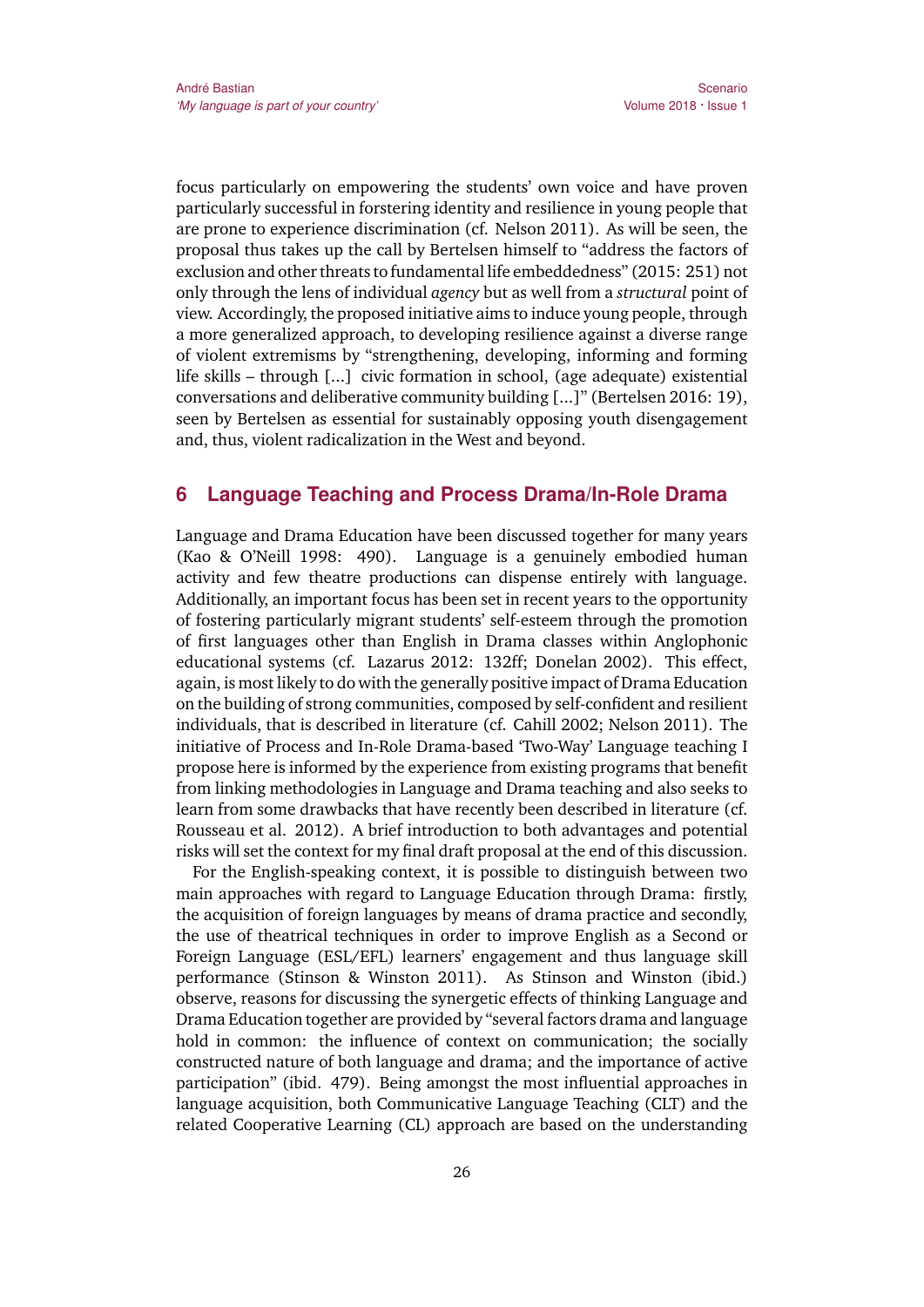focus particularly on empowering the students' own voice and have proven particularly successful in forstering identity and resilience in young people that are prone to experience discrimination (cf. Nelson 2011). As will be seen, the proposal thus takes up the call by Bertelsen himself to "address the factors of exclusion and other threats to fundamental life embeddedness" (2015: 251) not only through the lens of individual *agency* but as well from a *structural* point of view. Accordingly, the proposed initiative aims to induce young people, through a more generalized approach, to developing resilience against a diverse range of violent extremisms by "strengthening, developing, informing and forming life skills – through [...] civic formation in school, (age adequate) existential conversations and deliberative community building [...]" (Bertelsen 2016: 19), seen by Bertelsen as essential for sustainably opposing youth disengagement and, thus, violent radicalization in the West and beyond.

## 6 Language Teaching and Process Drama/In-Role Drama

Language and Drama Education have been discussed together for many years (Kao & O'Neill 1998: 490). Language is a genuinely embodied human activity and few theatre productions can dispense entirely with language. Additionally, an important focus has been set in recent years to the opportunity of fostering particularly migrant students' self-esteem through the promotion of first languages other than English in Drama classes within Anglophonic educational systems (cf. Lazarus 2012: 132ff; Donelan 2002). This effect, again, is most likely to do with the generally positive impact of Drama Education on the building of strong communities, composed by self-confident and resilient individuals, that is described in literature (cf. Cahill 2002; Nelson 2011). The initiative of Process and In-Role Drama-based 'Two-Way' Language teaching I propose here is informed by the experience from existing programs that benefit from linking methodologies in Language and Drama teaching and also seeks to learn from some drawbacks that have recently been described in literature (cf. Rousseau et al. 2012). A brief introduction to both advantages and potential risks will set the context for my final draft proposal at the end of this discussion.

For the English-speaking context, it is possible to distinguish between two main approaches with regard to Language Education through Drama: firstly, the acquisition of foreign languages by means of drama practice and secondly, the use of theatrical techniques in order to improve English as a Second or Foreign Language (ESL/EFL) learners' engagement and thus language skill performance (Stinson & Winston 2011). As Stinson and Winston (ibid.) observe, reasons for discussing the synergetic effects of thinking Language and Drama Education together are provided by "several factors drama and language hold in common: the influence of context on communication; the socially constructed nature of both language and drama; and the importance of active participation" (ibid. 479). Being amongst the most influential approaches in language acquisition, both Communicative Language Teaching (CLT) and the related Cooperative Learning (CL) approach are based on the understanding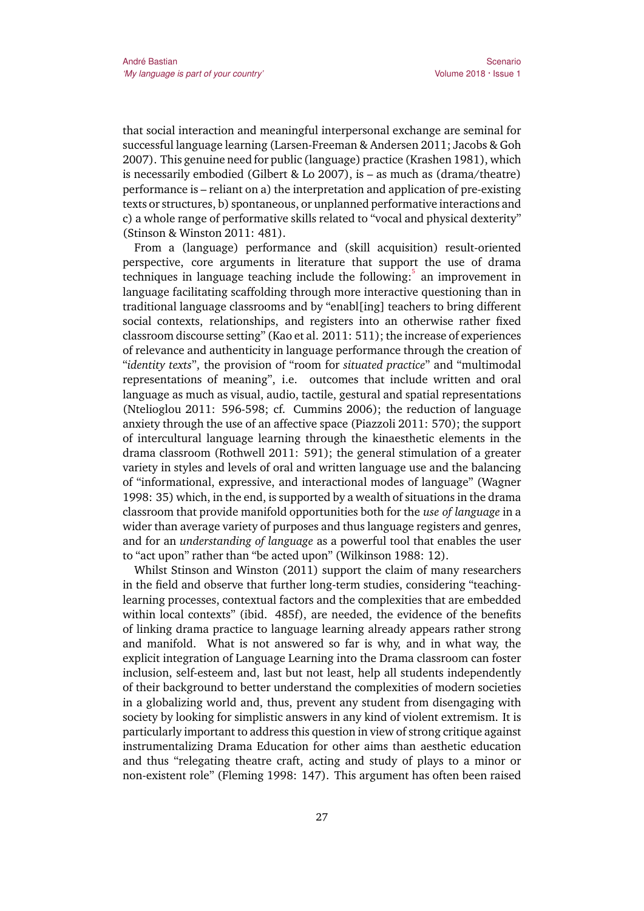that social interaction and meaningful interpersonal exchange are seminal for successful language learning (Larsen-Freeman & Andersen 2011; Jacobs & Goh 2007). This genuine need for public (language) practice (Krashen 1981), which is necessarily embodied (Gilbert & Lo 2007), is – as much as (drama/theatre) performance is – reliant on a) the interpretation and application of pre-existing texts or structures, b) spontaneous, or unplanned performative interactions and c) a whole range of performative skills related to "vocal and physical dexterity" (Stinson & Winston 2011: 481).

From a (language) performance and (skill acquisition) result-oriented perspective, core arguments in literature that support the use of drama techniques in language teaching include the following:[5] an improvement in language facilitating scaffolding through more interactive questioning than in traditional language classrooms and by "enabl[ing] teachers to bring different social contexts, relationships, and registers into an otherwise rather fixed classroom discourse setting" (Kao et al. 2011: 511); the increase of experiences of relevance and authenticity in language performance through the creation of "*identity texts*", the provision of "room for *situated practice*" and "multimodal representations of meaning", i.e. outcomes that include written and oral language as much as visual, audio, tactile, gestural and spatial representations (Ntelioglou 2011: 596-598; cf. Cummins 2006); the reduction of language anxiety through the use of an affective space (Piazzoli 2011: 570); the support of intercultural language learning through the kinaesthetic elements in the drama classroom (Rothwell 2011: 591); the general stimulation of a greater variety in styles and levels of oral and written language use and the balancing of "informational, expressive, and interactional modes of language" (Wagner 1998: 35) which, in the end, is supported by a wealth of situations in the drama classroom that provide manifold opportunities both for the *use of language* in a wider than average variety of purposes and thus language registers and genres, and for an *understanding of language* as a powerful tool that enables the user to "act upon" rather than "be acted upon" (Wilkinson 1988: 12).

Whilst Stinson and Winston (2011) support the claim of many researchers in the field and observe that further long-term studies, considering "teaching-learning processes, contextual factors and the complexities that are embedded within local contexts" (ibid. 485f), are needed, the evidence of the benefits of linking drama practice to language learning already appears rather strong and manifold. What is not answered so far is why, and in what way, the explicit integration of Language Learning into the Drama classroom can foster inclusion, self-esteem and, last but not least, help all students independently of their background to better understand the complexities of modern societies in a globalizing world and, thus, prevent any student from disengaging with society by looking for simplistic answers in any kind of violent extremism. It is particularly important to address this question in view of strong critique against instrumentalizing Drama Education for other aims than aesthetic education and thus "relegating theatre craft, acting and study of plays to a minor or non-existent role" (Fleming 1998: 147). This argument has often been raised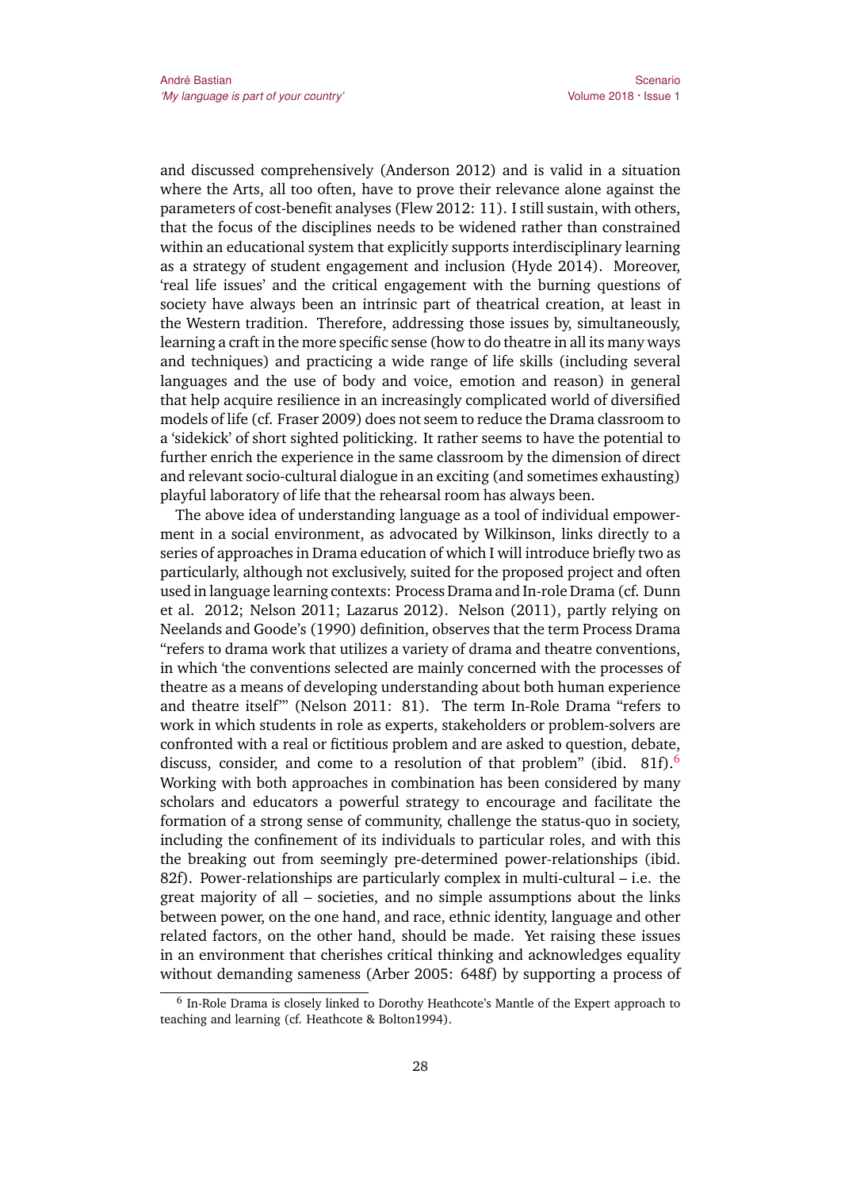and discussed comprehensively (Anderson 2012) and is valid in a situation where the Arts, all too often, have to prove their relevance alone against the parameters of cost-benefit analyses (Flew 2012: 11). I still sustain, with others, that the focus of the disciplines needs to be widened rather than constrained within an educational system that explicitly supports interdisciplinary learning as a strategy of student engagement and inclusion (Hyde 2014). Moreover, 'real life issues' and the critical engagement with the burning questions of society have always been an intrinsic part of theatrical creation, at least in the Western tradition. Therefore, addressing those issues by, simultaneously, learning a craft in the more specific sense (how to do theatre in all its many ways and techniques) and practicing a wide range of life skills (including several languages and the use of body and voice, emotion and reason) in general that help acquire resilience in an increasingly complicated world of diversified models of life (cf. Fraser 2009) does not seem to reduce the Drama classroom to a 'sidekick' of short sighted politicking. It rather seems to have the potential to further enrich the experience in the same classroom by the dimension of direct and relevant socio-cultural dialogue in an exciting (and sometimes exhausting) playful laboratory of life that the rehearsal room has always been.

The above idea of understanding language as a tool of individual empowerment in a social environment, as advocated by Wilkinson, links directly to a series of approaches in Drama education of which I will introduce briefly two as particularly, although not exclusively, suited for the proposed project and often used in language learning contexts: Process Drama and In-role Drama (cf. Dunn et al. 2012; Nelson 2011; Lazarus 2012). Nelson (2011), partly relying on Neelands and Goode's (1990) definition, observes that the term Process Drama "refers to drama work that utilizes a variety of drama and theatre conventions, in which 'the conventions selected are mainly concerned with the processes of theatre as a means of developing understanding about both human experience and theatre itself'" (Nelson 2011: 81). The term In-Role Drama "refers to work in which students in role as experts, stakeholders or problem-solvers are confronted with a real or fictitious problem and are asked to question, debate, discuss, consider, and come to a resolution of that problem" (ibid. 81f).[6] Working with both approaches in combination has been considered by many scholars and educators a powerful strategy to encourage and facilitate the formation of a strong sense of community, challenge the status-quo in society, including the confinement of its individuals to particular roles, and with this the breaking out from seemingly pre-determined power-relationships (ibid. 82f). Power-relationships are particularly complex in multi-cultural – i.e. the great majority of all – societies, and no simple assumptions about the links between power, on the one hand, and race, ethnic identity, language and other related factors, on the other hand, should be made. Yet raising these issues in an environment that cherishes critical thinking and acknowledges equality without demanding sameness (Arber 2005: 648f) by supporting a process of

[6] In-Role Drama is closely linked to Dorothy Heathcote's Mantle of the Expert approach to teaching and learning (cf. Heathcote & Bolton1994).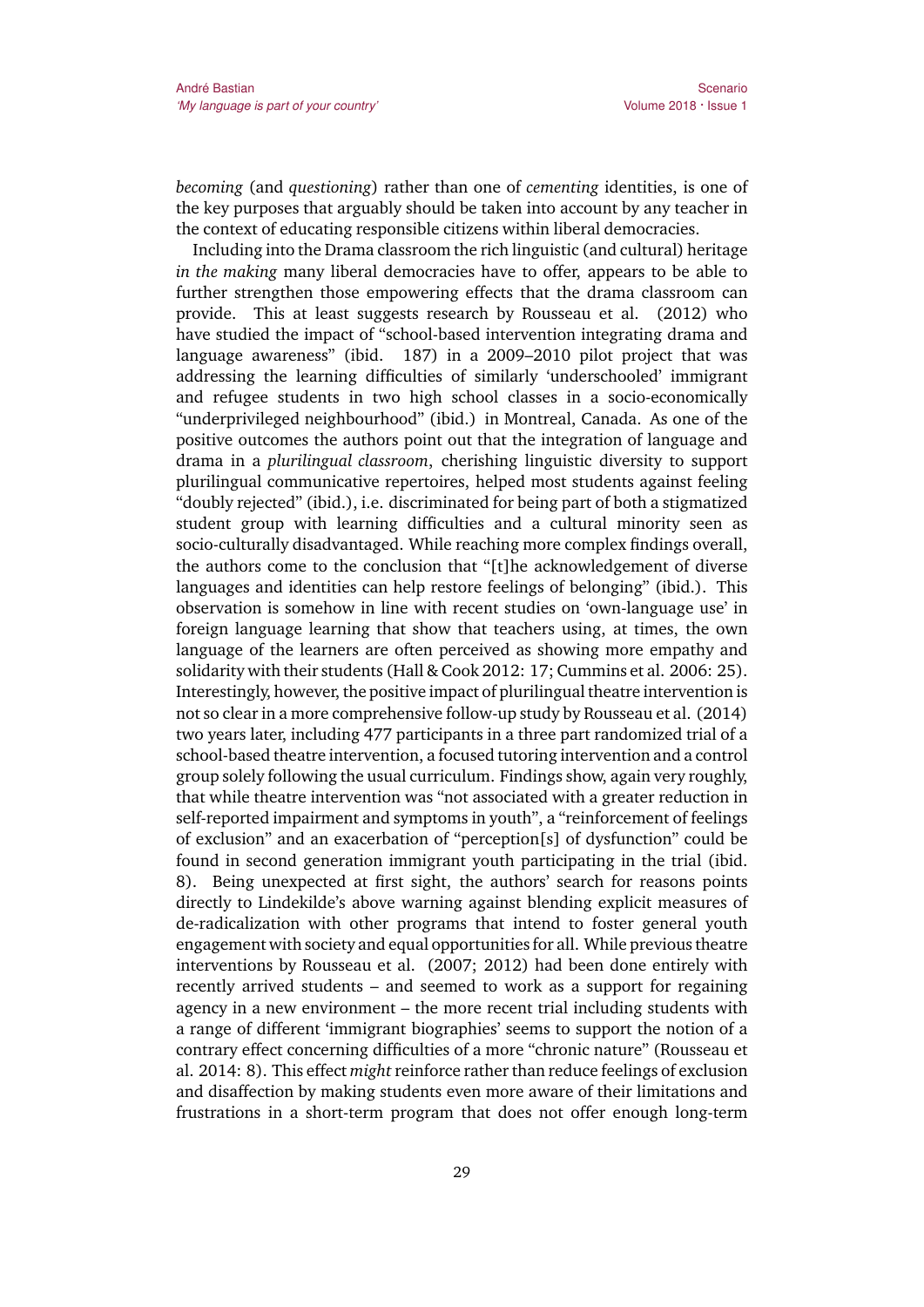*becoming* (and *questioning*) rather than one of *cementing* identities, is one of the key purposes that arguably should be taken into account by any teacher in the context of educating responsible citizens within liberal democracies.

Including into the Drama classroom the rich linguistic (and cultural) heritage *in the making* many liberal democracies have to offer, appears to be able to further strengthen those empowering effects that the drama classroom can provide. This at least suggests research by Rousseau et al. (2012) who have studied the impact of "school-based intervention integrating drama and language awareness" (ibid. 187) in a 2009–2010 pilot project that was addressing the learning difficulties of similarly 'underschooled' immigrant and refugee students in two high school classes in a socio-economically "underprivileged neighbourhood" (ibid.) in Montreal, Canada. As one of the positive outcomes the authors point out that the integration of language and drama in a *plurilingual classroom*, cherishing linguistic diversity to support plurilingual communicative repertoires, helped most students against feeling "doubly rejected" (ibid.), i.e. discriminated for being part of both a stigmatized student group with learning difficulties and a cultural minority seen as socio-culturally disadvantaged. While reaching more complex findings overall, the authors come to the conclusion that "[t]he acknowledgement of diverse languages and identities can help restore feelings of belonging" (ibid.). This observation is somehow in line with recent studies on 'own-language use' in foreign language learning that show that teachers using, at times, the own language of the learners are often perceived as showing more empathy and solidarity with their students (Hall & Cook 2012: 17; Cummins et al. 2006: 25). Interestingly, however, the positive impact of plurilingual theatre intervention is not so clear in a more comprehensive follow-up study by Rousseau et al. (2014) two years later, including 477 participants in a three part randomized trial of a school-based theatre intervention, a focused tutoring intervention and a control group solely following the usual curriculum. Findings show, again very roughly, that while theatre intervention was "not associated with a greater reduction in self-reported impairment and symptoms in youth", a "reinforcement of feelings of exclusion" and an exacerbation of "perception[s] of dysfunction" could be found in second generation immigrant youth participating in the trial (ibid. 8). Being unexpected at first sight, the authors' search for reasons points directly to Lindekilde's above warning against blending explicit measures of de-radicalization with other programs that intend to foster general youth engagement with society and equal opportunities for all. While previous theatre interventions by Rousseau et al. (2007; 2012) had been done entirely with recently arrived students – and seemed to work as a support for regaining agency in a new environment – the more recent trial including students with a range of different 'immigrant biographies' seems to support the notion of a contrary effect concerning difficulties of a more "chronic nature" (Rousseau et al. 2014: 8). This effect *might* reinforce rather than reduce feelings of exclusion and disaffection by making students even more aware of their limitations and frustrations in a short-term program that does not offer enough long-term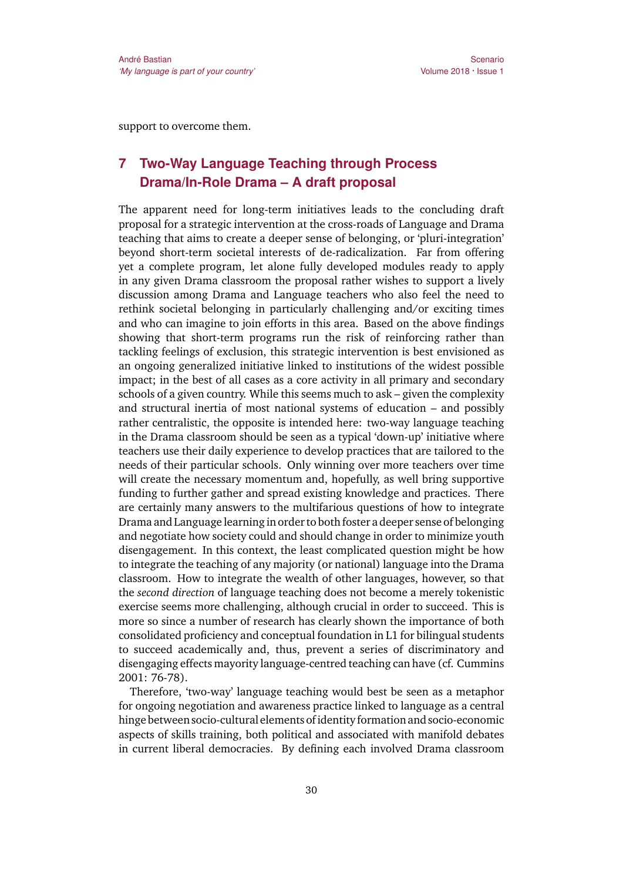support to overcome them.

## 7 Two-Way Language Teaching through Process Drama/In-Role Drama – A draft proposal

The apparent need for long-term initiatives leads to the concluding draft proposal for a strategic intervention at the cross-roads of Language and Drama teaching that aims to create a deeper sense of belonging, or 'pluri-integration' beyond short-term societal interests of de-radicalization. Far from offering yet a complete program, let alone fully developed modules ready to apply in any given Drama classroom the proposal rather wishes to support a lively discussion among Drama and Language teachers who also feel the need to rethink societal belonging in particularly challenging and/or exciting times and who can imagine to join efforts in this area. Based on the above findings showing that short-term programs run the risk of reinforcing rather than tackling feelings of exclusion, this strategic intervention is best envisioned as an ongoing generalized initiative linked to institutions of the widest possible impact; in the best of all cases as a core activity in all primary and secondary schools of a given country. While this seems much to ask – given the complexity and structural inertia of most national systems of education – and possibly rather centralistic, the opposite is intended here: two-way language teaching in the Drama classroom should be seen as a typical 'down-up' initiative where teachers use their daily experience to develop practices that are tailored to the needs of their particular schools. Only winning over more teachers over time will create the necessary momentum and, hopefully, as well bring supportive funding to further gather and spread existing knowledge and practices. There are certainly many answers to the multifarious questions of how to integrate Drama and Language learning in order to both foster a deeper sense of belonging and negotiate how society could and should change in order to minimize youth disengagement. In this context, the least complicated question might be how to integrate the teaching of any majority (or national) language into the Drama classroom. How to integrate the wealth of other languages, however, so that the *second direction* of language teaching does not become a merely tokenistic exercise seems more challenging, although crucial in order to succeed. This is more so since a number of research has clearly shown the importance of both consolidated proficiency and conceptual foundation in L1 for bilingual students to succeed academically and, thus, prevent a series of discriminatory and disengaging effects majority language-centred teaching can have (cf. Cummins 2001: 76-78).

Therefore, 'two-way' language teaching would best be seen as a metaphor for ongoing negotiation and awareness practice linked to language as a central hinge between socio-cultural elements of identity formation and socio-economic aspects of skills training, both political and associated with manifold debates in current liberal democracies. By defining each involved Drama classroom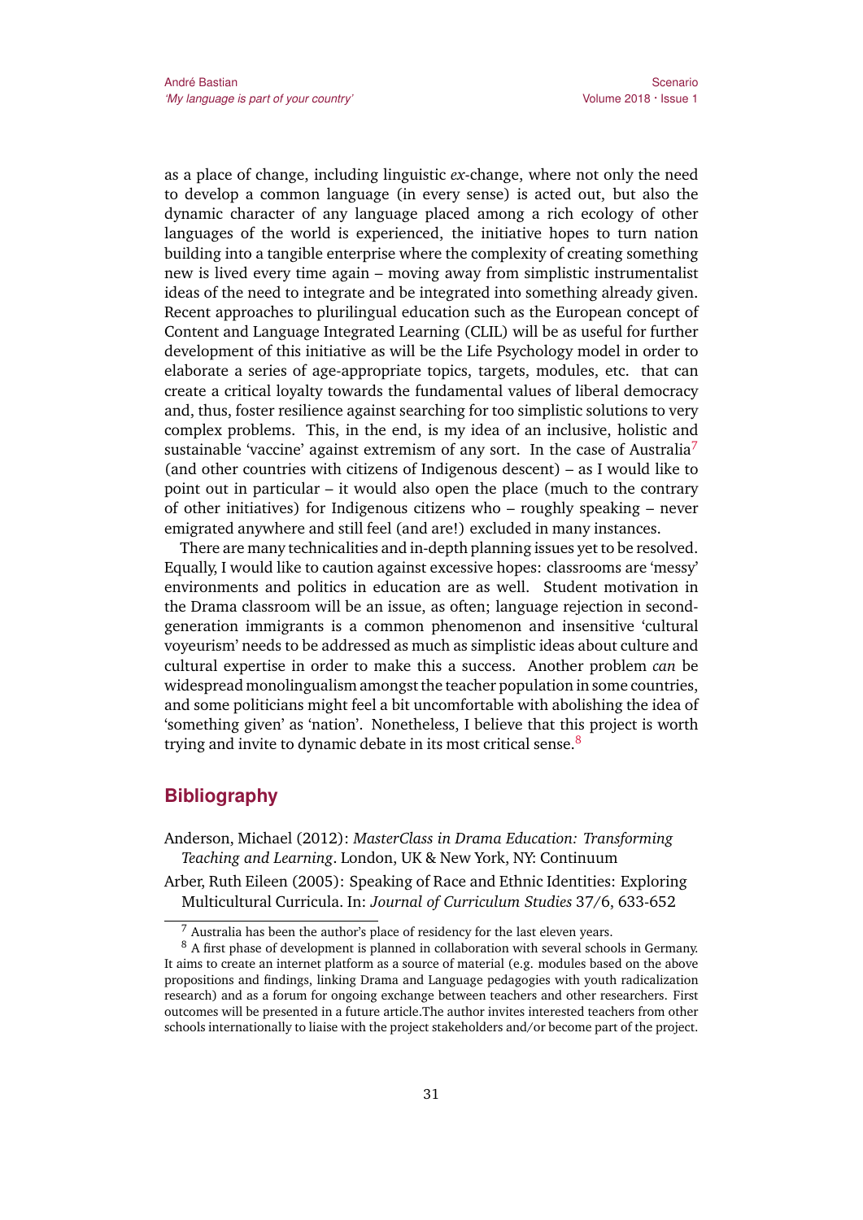as a place of change, including linguistic *ex*-change, where not only the need to develop a common language (in every sense) is acted out, but also the dynamic character of any language placed among a rich ecology of other languages of the world is experienced, the initiative hopes to turn nation building into a tangible enterprise where the complexity of creating something new is lived every time again – moving away from simplistic instrumentalist ideas of the need to integrate and be integrated into something already given. Recent approaches to plurilingual education such as the European concept of Content and Language Integrated Learning (CLIL) will be as useful for further development of this initiative as will be the Life Psychology model in order to elaborate a series of age-appropriate topics, targets, modules, etc. that can create a critical loyalty towards the fundamental values of liberal democracy and, thus, foster resilience against searching for too simplistic solutions to very complex problems. This, in the end, is my idea of an inclusive, holistic and sustainable 'vaccine' against extremism of any sort. In the case of Australia[7] (and other countries with citizens of Indigenous descent) – as I would like to point out in particular – it would also open the place (much to the contrary of other initiatives) for Indigenous citizens who – roughly speaking – never emigrated anywhere and still feel (and are!) excluded in many instances.

There are many technicalities and in-depth planning issues yet to be resolved. Equally, I would like to caution against excessive hopes: classrooms are 'messy' environments and politics in education are as well. Student motivation in the Drama classroom will be an issue, as often; language rejection in second-generation immigrants is a common phenomenon and insensitive 'cultural voyeurism' needs to be addressed as much as simplistic ideas about culture and cultural expertise in order to make this a success. Another problem *can* be widespread monolingualism amongst the teacher population in some countries, and some politicians might feel a bit uncomfortable with abolishing the idea of 'something given' as 'nation'. Nonetheless, I believe that this project is worth trying and invite to dynamic debate in its most critical sense.[8]

## Bibliography

Anderson, Michael (2012): *MasterClass in Drama Education: Transforming Teaching and Learning*. London, UK & New York, NY: Continuum

Arber, Ruth Eileen (2005): Speaking of Race and Ethnic Identities: Exploring Multicultural Curricula. In: *Journal of Curriculum Studies* 37/6, 633-652

---

[7] Australia has been the author's place of residency for the last eleven years.

[8] A first phase of development is planned in collaboration with several schools in Germany. It aims to create an internet platform as a source of material (e.g. modules based on the above propositions and findings, linking Drama and Language pedagogies with youth radicalization research) and as a forum for ongoing exchange between teachers and other researchers. First outcomes will be presented in a future article.The author invites interested teachers from other schools internationally to liaise with the project stakeholders and/or become part of the project.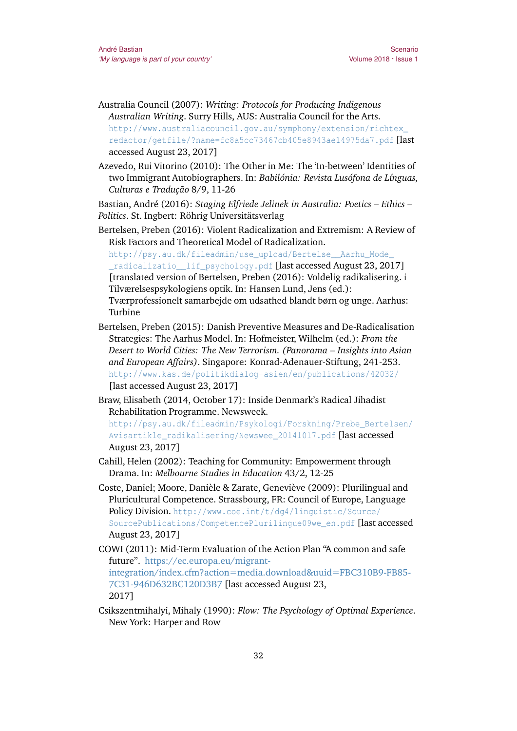Australia Council (2007): *Writing: Protocols for Producing Indigenous Australian Writing*. Surry Hills, AUS: Australia Council for the Arts. http://www.australiacouncil.gov.au/symphony/extension/richtex_redactor/getfile/?name=fc8a5cc73467cb405e8943ae14975da7.pdf [last accessed August 23, 2017]

Azevedo, Rui Vitorino (2010): The Other in Me: The 'In-between' Identities of two Immigrant Autobiographers. In: *Babilónia: Revista Lusófona de Línguas, Culturas e Tradução* 8/9, 11-26

Bastian, André (2016): *Staging Elfriede Jelinek in Australia: Poetics – Ethics – Politics*. St. Ingbert: Röhrig Universitätsverlag

Bertelsen, Preben (2016): Violent Radicalization and Extremism: A Review of Risk Factors and Theoretical Model of Radicalization. http://psy.au.dk/fileadmin/use_upload/Bertelse__Aarhu_Mode__radicalizatio__lif_psychology.pdf [last accessed August 23, 2017] [translated version of Bertelsen, Preben (2016): Voldelig radikalisering. i Tilværelsespsykologiens optik. In: Hansen Lund, Jens (ed.): Tværprofessionelt samarbejde om udsathed blandt børn og unge. Aarhus: Turbine

Bertelsen, Preben (2015): Danish Preventive Measures and De-Radicalisation Strategies: The Aarhus Model. In: Hofmeister, Wilhelm (ed.): *From the Desert to World Cities: The New Terrorism. (Panorama – Insights into Asian and European Affairs)*. Singapore: Konrad-Adenauer-Stiftung, 241-253. http://www.kas.de/politikdialog-asien/en/publications/42032/ [last accessed August 23, 2017]

Braw, Elisabeth (2014, October 17): Inside Denmark's Radical Jihadist Rehabilitation Programme. Newsweek. http://psy.au.dk/fileadmin/Psykologi/Forskning/Prebe_Bertelsen/Avisartikle_radikalisering/Newswee_20141017.pdf [last accessed August 23, 2017]

Cahill, Helen (2002): Teaching for Community: Empowerment through Drama. In: *Melbourne Studies in Education* 43/2, 12-25

Coste, Daniel; Moore, Danièle & Zarate, Geneviève (2009): Plurilingual and Pluricultural Competence. Strassbourg, FR: Council of Europe, Language Policy Division. http://www.coe.int/t/dg4/linguistic/Source/SourcePublications/CompetencePlurilingue09we_en.pdf [last accessed August 23, 2017]

COWI (2011): Mid-Term Evaluation of the Action Plan "A common and safe future". https://ec.europa.eu/migrant-integration/index.cfm?action=media.download&uuid=FBC310B9-FB85-7C31-946D632BC120D3B7 [last accessed August 23, 2017]

Csikszentmihalyi, Mihaly (1990): *Flow: The Psychology of Optimal Experience*. New York: Harper and Row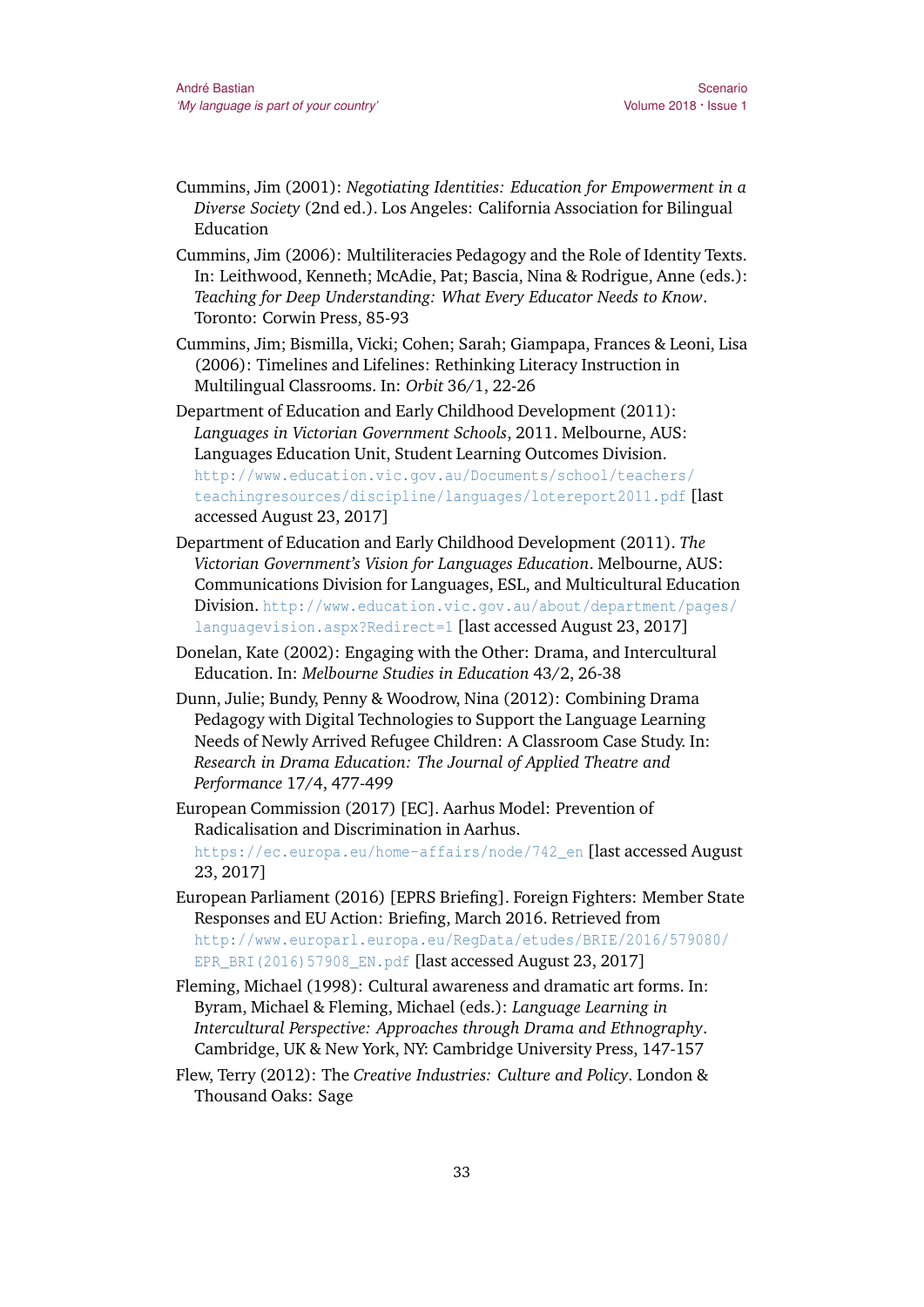Cummins, Jim (2001): *Negotiating Identities: Education for Empowerment in a Diverse Society* (2nd ed.). Los Angeles: California Association for Bilingual Education

Cummins, Jim (2006): Multiliteracies Pedagogy and the Role of Identity Texts. In: Leithwood, Kenneth; McAdie, Pat; Bascia, Nina & Rodrigue, Anne (eds.): *Teaching for Deep Understanding: What Every Educator Needs to Know*. Toronto: Corwin Press, 85-93

Cummins, Jim; Bismilla, Vicki; Cohen; Sarah; Giampapa, Frances & Leoni, Lisa (2006): Timelines and Lifelines: Rethinking Literacy Instruction in Multilingual Classrooms. In: *Orbit* 36/1, 22-26

Department of Education and Early Childhood Development (2011): *Languages in Victorian Government Schools*, 2011. Melbourne, AUS: Languages Education Unit, Student Learning Outcomes Division. http://www.education.vic.gov.au/Documents/school/teachers/teachingresources/discipline/languages/lotereport2011.pdf [last accessed August 23, 2017]

Department of Education and Early Childhood Development (2011). *The Victorian Government's Vision for Languages Education*. Melbourne, AUS: Communications Division for Languages, ESL, and Multicultural Education Division. http://www.education.vic.gov.au/about/department/pages/languagevision.aspx?Redirect=1 [last accessed August 23, 2017]

Donelan, Kate (2002): Engaging with the Other: Drama, and Intercultural Education. In: *Melbourne Studies in Education* 43/2, 26-38

Dunn, Julie; Bundy, Penny & Woodrow, Nina (2012): Combining Drama Pedagogy with Digital Technologies to Support the Language Learning Needs of Newly Arrived Refugee Children: A Classroom Case Study. In: *Research in Drama Education: The Journal of Applied Theatre and Performance* 17/4, 477-499

European Commission (2017) [EC]. Aarhus Model: Prevention of Radicalisation and Discrimination in Aarhus. https://ec.europa.eu/home-affairs/node/742_en [last accessed August 23, 2017]

European Parliament (2016) [EPRS Briefing]. Foreign Fighters: Member State Responses and EU Action: Briefing, March 2016. Retrieved from http://www.europarl.europa.eu/RegData/etudes/BRIE/2016/579080/EPR_BRI(2016)57908_EN.pdf [last accessed August 23, 2017]

Fleming, Michael (1998): Cultural awareness and dramatic art forms. In: Byram, Michael & Fleming, Michael (eds.): *Language Learning in Intercultural Perspective: Approaches through Drama and Ethnography*. Cambridge, UK & New York, NY: Cambridge University Press, 147-157

Flew, Terry (2012): The *Creative Industries: Culture and Policy*. London & Thousand Oaks: Sage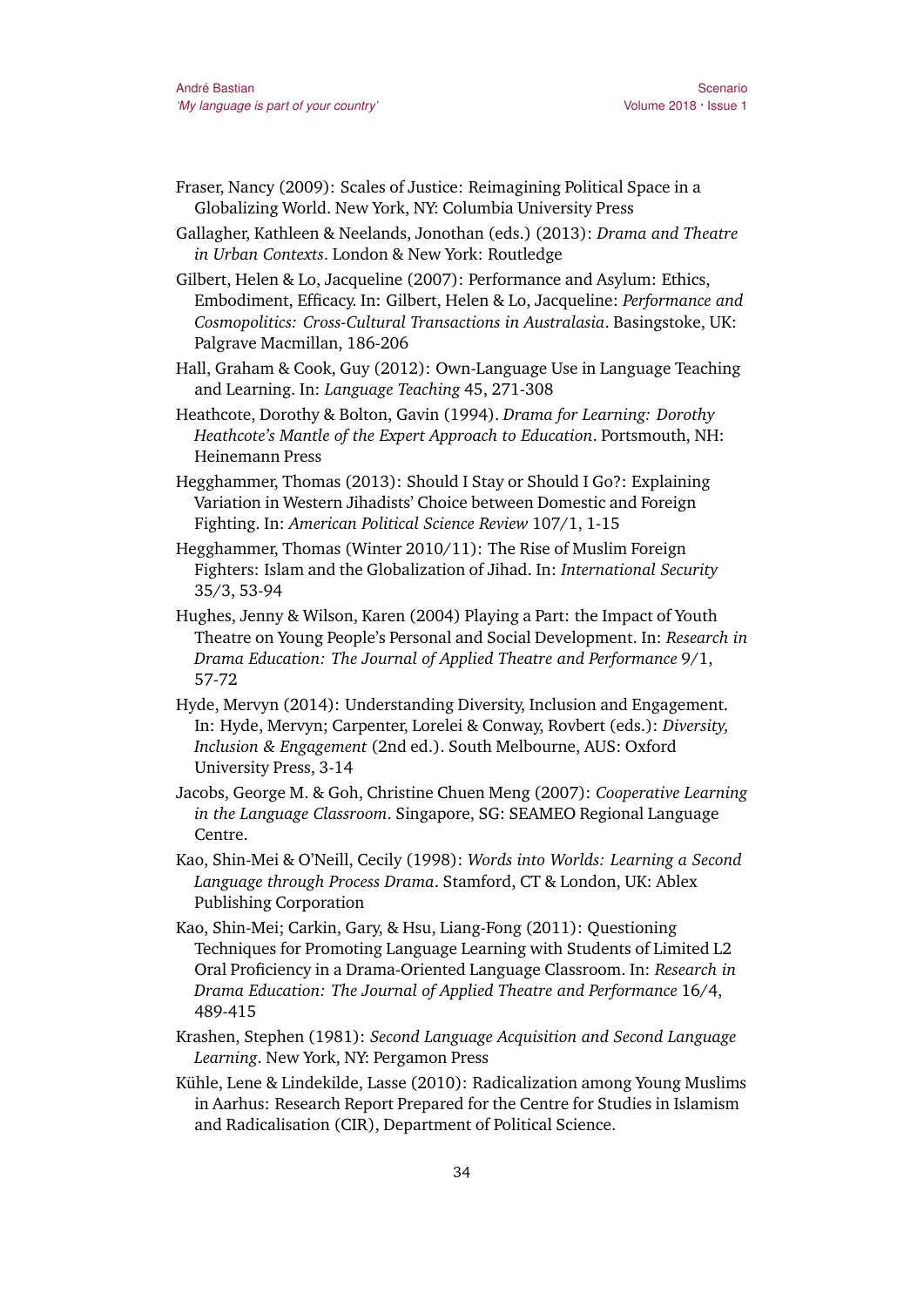Fraser, Nancy (2009): Scales of Justice: Reimagining Political Space in a Globalizing World. New York, NY: Columbia University Press

Gallagher, Kathleen & Neelands, Jonothan (eds.) (2013): *Drama and Theatre in Urban Contexts*. London & New York: Routledge

Gilbert, Helen & Lo, Jacqueline (2007): Performance and Asylum: Ethics, Embodiment, Efficacy. In: Gilbert, Helen & Lo, Jacqueline: *Performance and Cosmopolitics: Cross-Cultural Transactions in Australasia*. Basingstoke, UK: Palgrave Macmillan, 186-206

Hall, Graham & Cook, Guy (2012): Own-Language Use in Language Teaching and Learning. In: *Language Teaching* 45, 271-308

Heathcote, Dorothy & Bolton, Gavin (1994). *Drama for Learning: Dorothy Heathcote's Mantle of the Expert Approach to Education*. Portsmouth, NH: Heinemann Press

Hegghammer, Thomas (2013): Should I Stay or Should I Go?: Explaining Variation in Western Jihadists' Choice between Domestic and Foreign Fighting. In: *American Political Science Review* 107/1, 1-15

Hegghammer, Thomas (Winter 2010/11): The Rise of Muslim Foreign Fighters: Islam and the Globalization of Jihad. In: *International Security* 35/3, 53-94

Hughes, Jenny & Wilson, Karen (2004) Playing a Part: the Impact of Youth Theatre on Young People's Personal and Social Development. In: *Research in Drama Education: The Journal of Applied Theatre and Performance* 9/1, 57-72

Hyde, Mervyn (2014): Understanding Diversity, Inclusion and Engagement. In: Hyde, Mervyn; Carpenter, Lorelei & Conway, Rovbert (eds.): *Diversity, Inclusion & Engagement* (2nd ed.). South Melbourne, AUS: Oxford University Press, 3-14

Jacobs, George M. & Goh, Christine Chuen Meng (2007): *Cooperative Learning in the Language Classroom*. Singapore, SG: SEAMEO Regional Language Centre.

Kao, Shin-Mei & O'Neill, Cecily (1998): *Words into Worlds: Learning a Second Language through Process Drama*. Stamford, CT & London, UK: Ablex Publishing Corporation

Kao, Shin-Mei; Carkin, Gary, & Hsu, Liang-Fong (2011): Questioning Techniques for Promoting Language Learning with Students of Limited L2 Oral Proficiency in a Drama-Oriented Language Classroom. In: *Research in Drama Education: The Journal of Applied Theatre and Performance* 16/4, 489-415

Krashen, Stephen (1981): *Second Language Acquisition and Second Language Learning*. New York, NY: Pergamon Press

Kühle, Lene & Lindekilde, Lasse (2010): Radicalization among Young Muslims in Aarhus: Research Report Prepared for the Centre for Studies in Islamism and Radicalisation (CIR), Department of Political Science.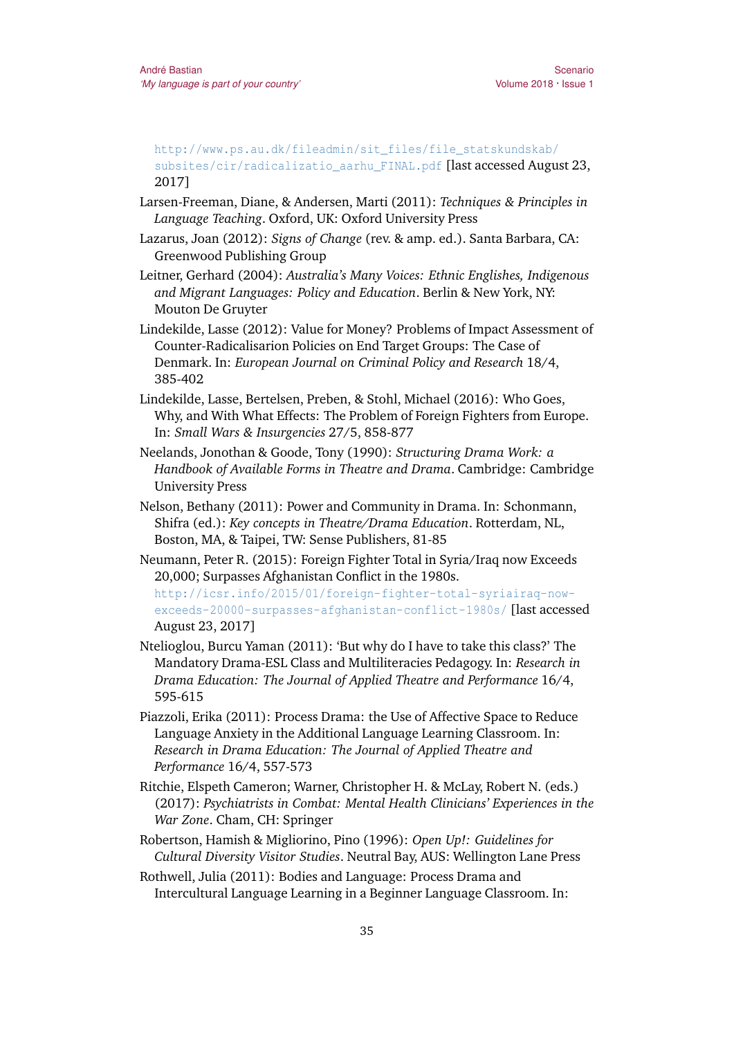http://www.ps.au.dk/fileadmin/sit_files/file_statskundskab/subsites/cir/radicalizatio_aarhu_FINAL.pdf [last accessed August 23, 2017]

Larsen-Freeman, Diane, & Andersen, Marti (2011): *Techniques & Principles in Language Teaching*. Oxford, UK: Oxford University Press

Lazarus, Joan (2012): *Signs of Change* (rev. & amp. ed.). Santa Barbara, CA: Greenwood Publishing Group

Leitner, Gerhard (2004): *Australia's Many Voices: Ethnic Englishes, Indigenous and Migrant Languages: Policy and Education*. Berlin & New York, NY: Mouton De Gruyter

Lindekilde, Lasse (2012): Value for Money? Problems of Impact Assessment of Counter-Radicalisarion Policies on End Target Groups: The Case of Denmark. In: *European Journal on Criminal Policy and Research* 18/4, 385-402

Lindekilde, Lasse, Bertelsen, Preben, & Stohl, Michael (2016): Who Goes, Why, and With What Effects: The Problem of Foreign Fighters from Europe. In: *Small Wars & Insurgencies* 27/5, 858-877

Neelands, Jonothan & Goode, Tony (1990): *Structuring Drama Work: a Handbook of Available Forms in Theatre and Drama*. Cambridge: Cambridge University Press

Nelson, Bethany (2011): Power and Community in Drama. In: Schonmann, Shifra (ed.): *Key concepts in Theatre/Drama Education*. Rotterdam, NL, Boston, MA, & Taipei, TW: Sense Publishers, 81-85

Neumann, Peter R. (2015): Foreign Fighter Total in Syria/Iraq now Exceeds 20,000; Surpasses Afghanistan Conflict in the 1980s. http://icsr.info/2015/01/foreign-fighter-total-syriairaq-now-exceeds-20000-surpasses-afghanistan-conflict-1980s/ [last accessed August 23, 2017]

Ntelioglou, Burcu Yaman (2011): 'But why do I have to take this class?' The Mandatory Drama-ESL Class and Multiliteracies Pedagogy. In: *Research in Drama Education: The Journal of Applied Theatre and Performance* 16/4, 595-615

Piazzoli, Erika (2011): Process Drama: the Use of Affective Space to Reduce Language Anxiety in the Additional Language Learning Classroom. In: *Research in Drama Education: The Journal of Applied Theatre and Performance* 16/4, 557-573

Ritchie, Elspeth Cameron; Warner, Christopher H. & McLay, Robert N. (eds.) (2017): *Psychiatrists in Combat: Mental Health Clinicians' Experiences in the War Zone*. Cham, CH: Springer

Robertson, Hamish & Migliorino, Pino (1996): *Open Up!: Guidelines for Cultural Diversity Visitor Studies*. Neutral Bay, AUS: Wellington Lane Press

Rothwell, Julia (2011): Bodies and Language: Process Drama and Intercultural Language Learning in a Beginner Language Classroom. In: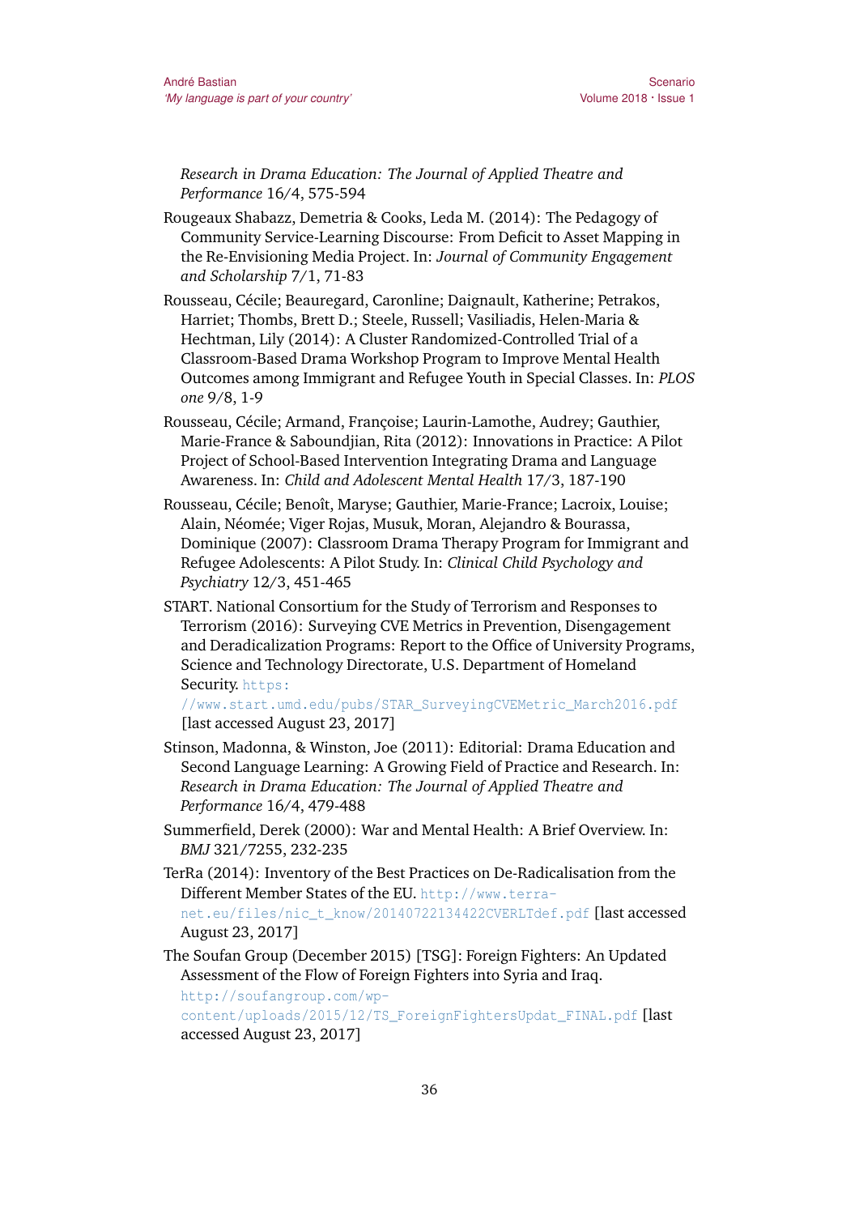*Research in Drama Education: The Journal of Applied Theatre and Performance* 16/4, 575-594

Rougeaux Shabazz, Demetria & Cooks, Leda M. (2014): The Pedagogy of Community Service-Learning Discourse: From Deficit to Asset Mapping in the Re-Envisioning Media Project. In: *Journal of Community Engagement and Scholarship* 7/1, 71-83

Rousseau, Cécile; Beauregard, Caronline; Daignault, Katherine; Petrakos, Harriet; Thombs, Brett D.; Steele, Russell; Vasiliadis, Helen-Maria & Hechtman, Lily (2014): A Cluster Randomized-Controlled Trial of a Classroom-Based Drama Workshop Program to Improve Mental Health Outcomes among Immigrant and Refugee Youth in Special Classes. In: *PLOS one* 9/8, 1-9

Rousseau, Cécile; Armand, Françoise; Laurin-Lamothe, Audrey; Gauthier, Marie-France & Saboundjian, Rita (2012): Innovations in Practice: A Pilot Project of School-Based Intervention Integrating Drama and Language Awareness. In: *Child and Adolescent Mental Health* 17/3, 187-190

Rousseau, Cécile; Benoît, Maryse; Gauthier, Marie-France; Lacroix, Louise; Alain, Néomée; Viger Rojas, Musuk, Moran, Alejandro & Bourassa, Dominique (2007): Classroom Drama Therapy Program for Immigrant and Refugee Adolescents: A Pilot Study. In: *Clinical Child Psychology and Psychiatry* 12/3, 451-465

START. National Consortium for the Study of Terrorism and Responses to Terrorism (2016): Surveying CVE Metrics in Prevention, Disengagement and Deradicalization Programs: Report to the Office of University Programs, Science and Technology Directorate, U.S. Department of Homeland Security. https://www.start.umd.edu/pubs/STAR_SurveyingCVEMetric_March2016.pdf [last accessed August 23, 2017]

Stinson, Madonna, & Winston, Joe (2011): Editorial: Drama Education and Second Language Learning: A Growing Field of Practice and Research. In: *Research in Drama Education: The Journal of Applied Theatre and Performance* 16/4, 479-488

Summerfield, Derek (2000): War and Mental Health: A Brief Overview. In: *BMJ* 321/7255, 232-235

TerRa (2014): Inventory of the Best Practices on De-Radicalisation from the Different Member States of the EU. http://www.terra-net.eu/files/nic_t_know/20140722134422CVERLTdef.pdf [last accessed August 23, 2017]

The Soufan Group (December 2015) [TSG]: Foreign Fighters: An Updated Assessment of the Flow of Foreign Fighters into Syria and Iraq. http://soufangroup.com/wp-content/uploads/2015/12/TS_ForeignFightersUpdat_FINAL.pdf [last accessed August 23, 2017]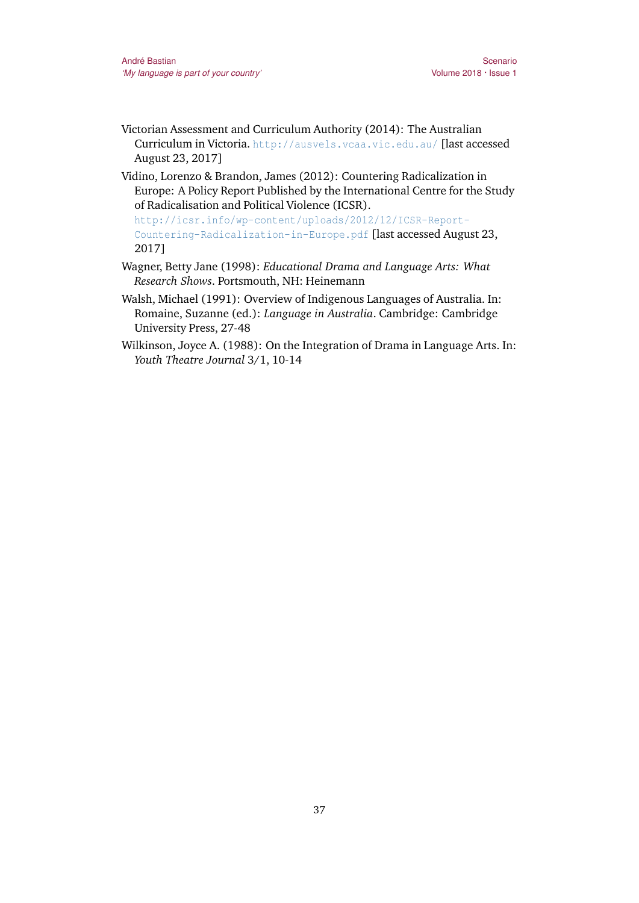Victorian Assessment and Curriculum Authority (2014): The Australian Curriculum in Victoria. http://ausvels.vcaa.vic.edu.au/ [last accessed August 23, 2017]

Vidino, Lorenzo & Brandon, James (2012): Countering Radicalization in Europe: A Policy Report Published by the International Centre for the Study of Radicalisation and Political Violence (ICSR). http://icsr.info/wp-content/uploads/2012/12/ICSR-Report-Countering-Radicalization-in-Europe.pdf [last accessed August 23, 2017]

Wagner, Betty Jane (1998): *Educational Drama and Language Arts: What Research Shows*. Portsmouth, NH: Heinemann

Walsh, Michael (1991): Overview of Indigenous Languages of Australia. In: Romaine, Suzanne (ed.): *Language in Australia*. Cambridge: Cambridge University Press, 27-48

Wilkinson, Joyce A. (1988): On the Integration of Drama in Language Arts. In: *Youth Theatre Journal* 3/1, 10-14